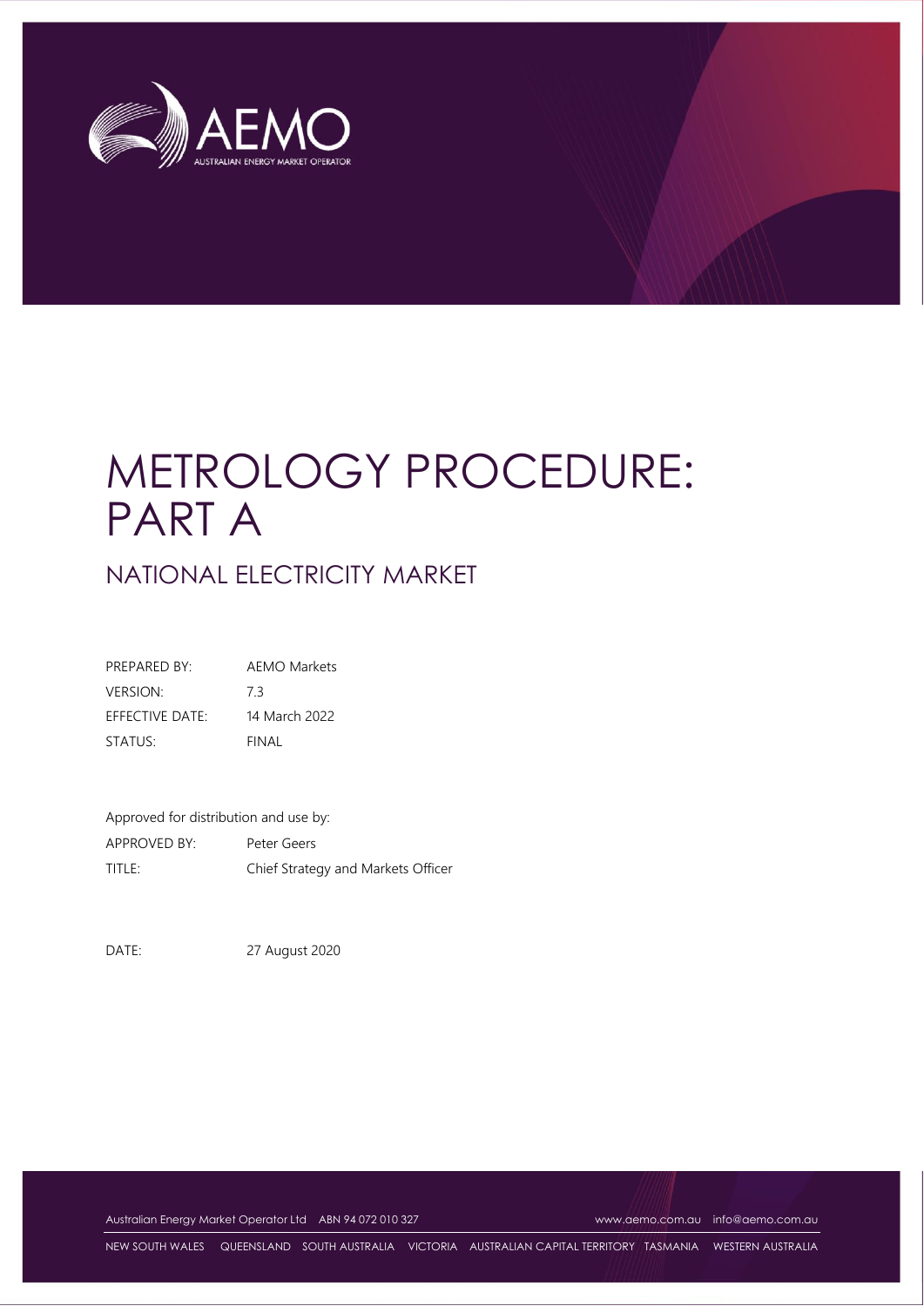# METROLOGY PROCEDURE: PART A

## NATIONAL ELECTRICITY MARKET

| | |
|---|---|
| PREPARED BY: | AEMO Markets |
| VERSION: | 7.3 |
| EFFECTIVE DATE: | 14 March 2022 |
| STATUS: | FINAL |

Approved for distribution and use by:

| | |
|---|---|
| APPROVED BY: | Peter Geers |
| TITLE: | Chief Strategy and Markets Officer |

DATE: 27 August 2020

Australian Energy Market Operator Ltd ABN 94 072 010 327 www.aemo.com.au info@aemo.com.au

NEW SOUTH WALES QUEENSLAND SOUTH AUSTRALIA VICTORIA AUSTRALIAN CAPITAL TERRITORY TASMANIA WESTERN AUSTRALIA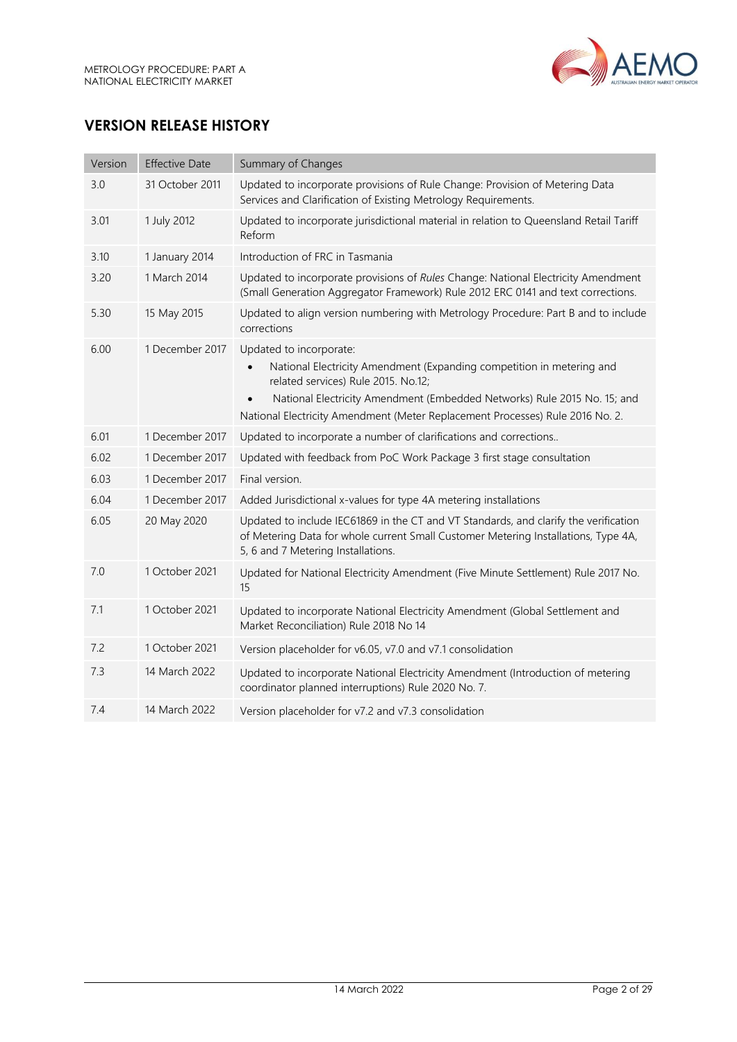## VERSION RELEASE HISTORY

| Version | Effective Date | Summary of Changes |
|---|---|---|
| 3.0 | 31 October 2011 | Updated to incorporate provisions of Rule Change: Provision of Metering Data Services and Clarification of Existing Metrology Requirements. |
| 3.01 | 1 July 2012 | Updated to incorporate jurisdictional material in relation to Queensland Retail Tariff Reform |
| 3.10 | 1 January 2014 | Introduction of FRC in Tasmania |
| 3.20 | 1 March 2014 | Updated to incorporate provisions of *Rules* Change: National Electricity Amendment (Small Generation Aggregator Framework) Rule 2012 ERC 0141 and text corrections. |
| 5.30 | 15 May 2015 | Updated to align version numbering with Metrology Procedure: Part B and to include corrections |
| 6.00 | 1 December 2017 | Updated to incorporate:<br>• National Electricity Amendment (Expanding competition in metering and related services) Rule 2015. No.12;<br>• National Electricity Amendment (Embedded Networks) Rule 2015 No. 15; and<br>National Electricity Amendment (Meter Replacement Processes) Rule 2016 No. 2. |
| 6.01 | 1 December 2017 | Updated to incorporate a number of clarifications and corrections.. |
| 6.02 | 1 December 2017 | Updated with feedback from PoC Work Package 3 first stage consultation |
| 6.03 | 1 December 2017 | Final version. |
| 6.04 | 1 December 2017 | Added Jurisdictional x-values for type 4A metering installations |
| 6.05 | 20 May 2020 | Updated to include IEC61869 in the CT and VT Standards, and clarify the verification of Metering Data for whole current Small Customer Metering Installations, Type 4A, 5, 6 and 7 Metering Installations. |
| 7.0 | 1 October 2021 | Updated for National Electricity Amendment (Five Minute Settlement) Rule 2017 No. 15 |
| 7.1 | 1 October 2021 | Updated to incorporate National Electricity Amendment (Global Settlement and Market Reconciliation) Rule 2018 No 14 |
| 7.2 | 1 October 2021 | Version placeholder for v6.05, v7.0 and v7.1 consolidation |
| 7.3 | 14 March 2022 | Updated to incorporate National Electricity Amendment (Introduction of metering coordinator planned interruptions) Rule 2020 No. 7. |
| 7.4 | 14 March 2022 | Version placeholder for v7.2 and v7.3 consolidation |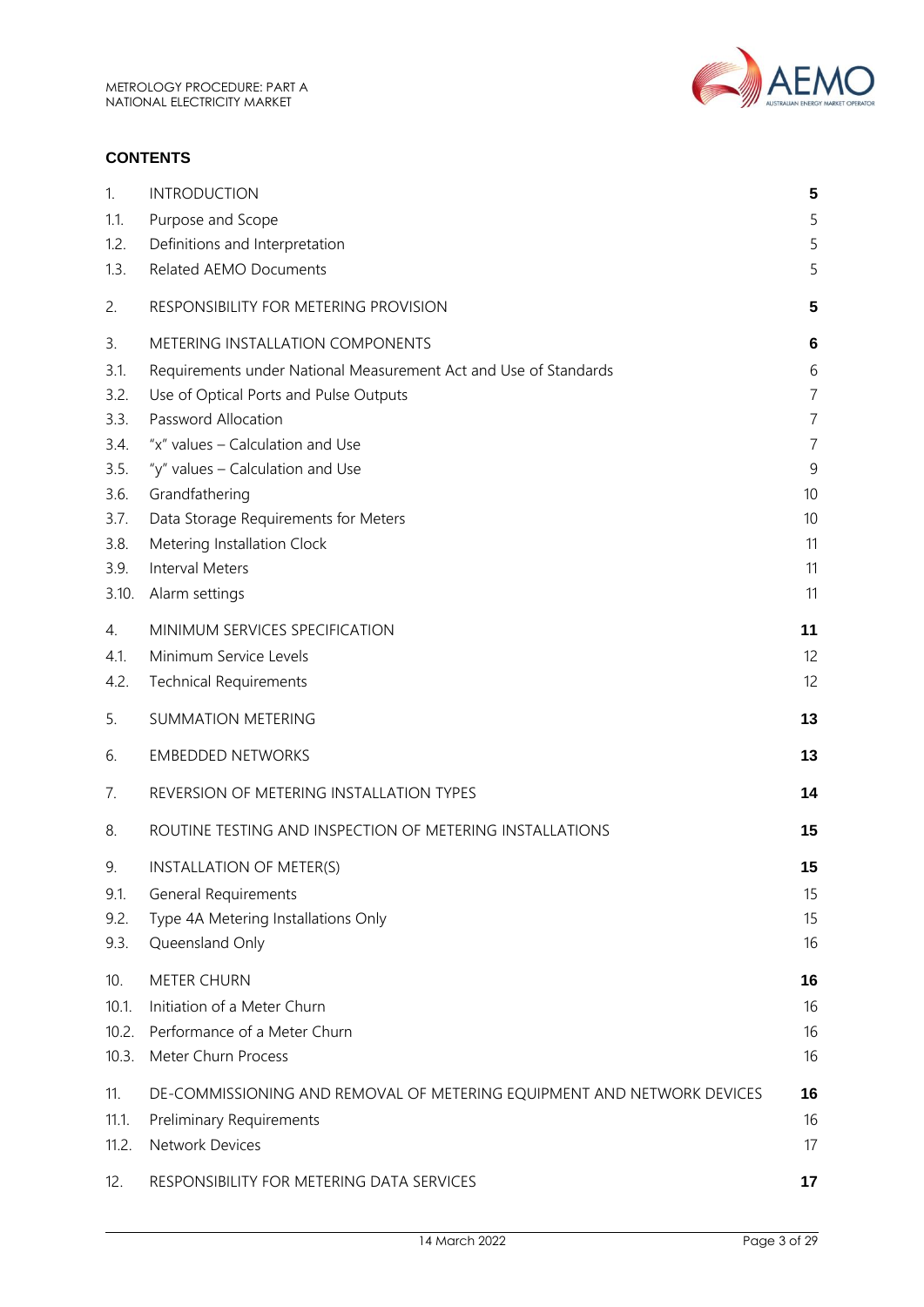## CONTENTS

| | | |
|---|---|---|
| 1. | INTRODUCTION | **5** |
| 1.1. | Purpose and Scope | 5 |
| 1.2. | Definitions and Interpretation | 5 |
| 1.3. | Related AEMO Documents | 5 |
| 2. | RESPONSIBILITY FOR METERING PROVISION | **5** |
| 3. | METERING INSTALLATION COMPONENTS | **6** |
| 3.1. | Requirements under National Measurement Act and Use of Standards | 6 |
| 3.2. | Use of Optical Ports and Pulse Outputs | 7 |
| 3.3. | Password Allocation | 7 |
| 3.4. | "x" values – Calculation and Use | 7 |
| 3.5. | "y" values – Calculation and Use | 9 |
| 3.6. | Grandfathering | 10 |
| 3.7. | Data Storage Requirements for Meters | 10 |
| 3.8. | Metering Installation Clock | 11 |
| 3.9. | Interval Meters | 11 |
| 3.10. | Alarm settings | 11 |
| 4. | MINIMUM SERVICES SPECIFICATION | **11** |
| 4.1. | Minimum Service Levels | 12 |
| 4.2. | Technical Requirements | 12 |
| 5. | SUMMATION METERING | **13** |
| 6. | EMBEDDED NETWORKS | **13** |
| 7. | REVERSION OF METERING INSTALLATION TYPES | **14** |
| 8. | ROUTINE TESTING AND INSPECTION OF METERING INSTALLATIONS | **15** |
| 9. | INSTALLATION OF METER(S) | **15** |
| 9.1. | General Requirements | 15 |
| 9.2. | Type 4A Metering Installations Only | 15 |
| 9.3. | Queensland Only | 16 |
| 10. | METER CHURN | **16** |
| 10.1. | Initiation of a Meter Churn | 16 |
| 10.2. | Performance of a Meter Churn | 16 |
| 10.3. | Meter Churn Process | 16 |
| 11. | DE-COMMISSIONING AND REMOVAL OF METERING EQUIPMENT AND NETWORK DEVICES | **16** |
| 11.1. | Preliminary Requirements | 16 |
| 11.2. | Network Devices | 17 |
| 12. | RESPONSIBILITY FOR METERING DATA SERVICES | **17** |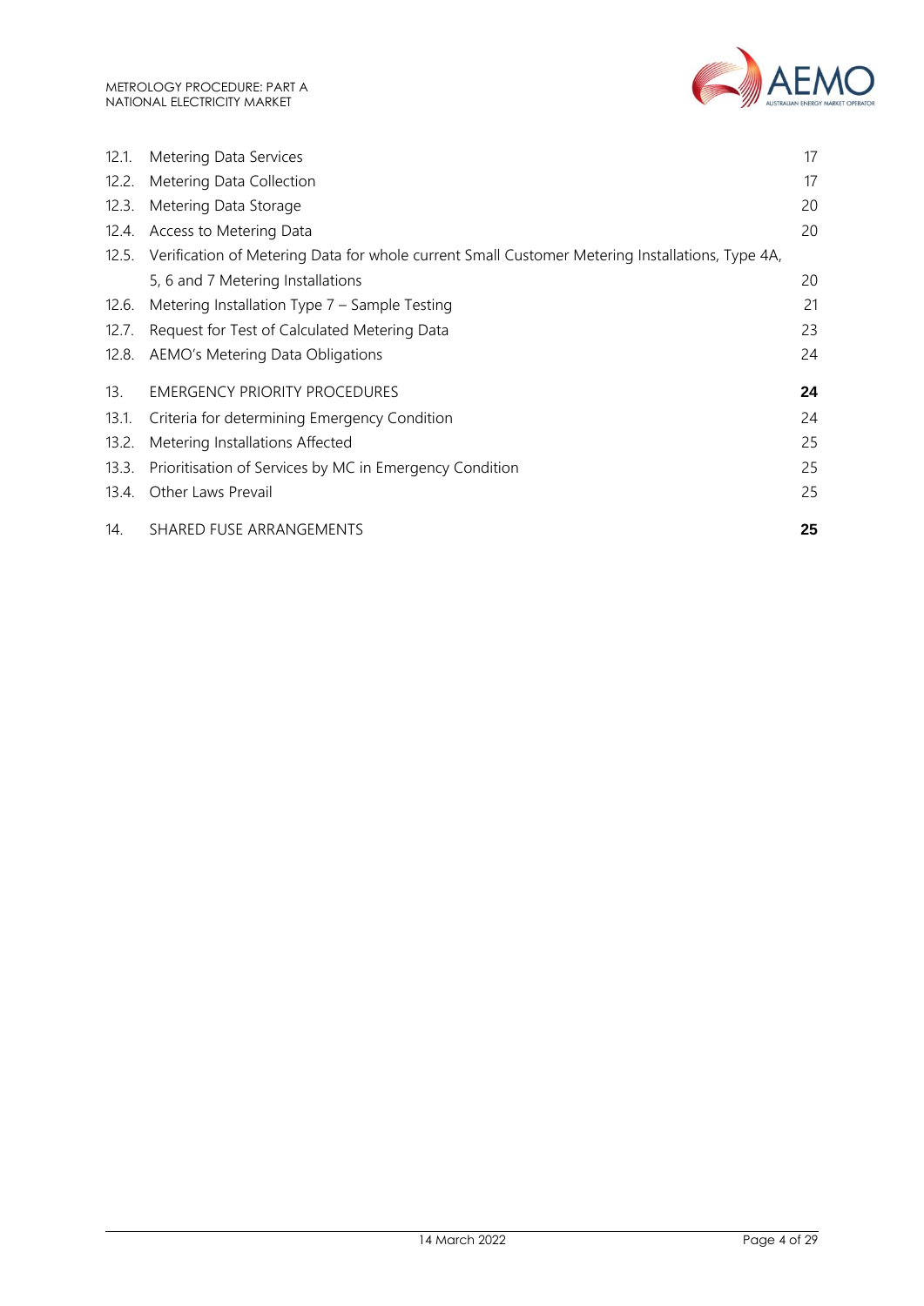| | | |
|---|---|---|
| 12.1. | Metering Data Services | 17 |
| 12.2. | Metering Data Collection | 17 |
| 12.3. | Metering Data Storage | 20 |
| 12.4. | Access to Metering Data | 20 |
| 12.5. | Verification of Metering Data for whole current Small Customer Metering Installations, Type 4A, 5, 6 and 7 Metering Installations | 20 |
| 12.6. | Metering Installation Type 7 – Sample Testing | 21 |
| 12.7. | Request for Test of Calculated Metering Data | 23 |
| 12.8. | AEMO's Metering Data Obligations | 24 |
| 13. | EMERGENCY PRIORITY PROCEDURES | **24** |
| 13.1. | Criteria for determining Emergency Condition | 24 |
| 13.2. | Metering Installations Affected | 25 |
| 13.3. | Prioritisation of Services by MC in Emergency Condition | 25 |
| 13.4. | Other Laws Prevail | 25 |
| 14. | SHARED FUSE ARRANGEMENTS | **25** |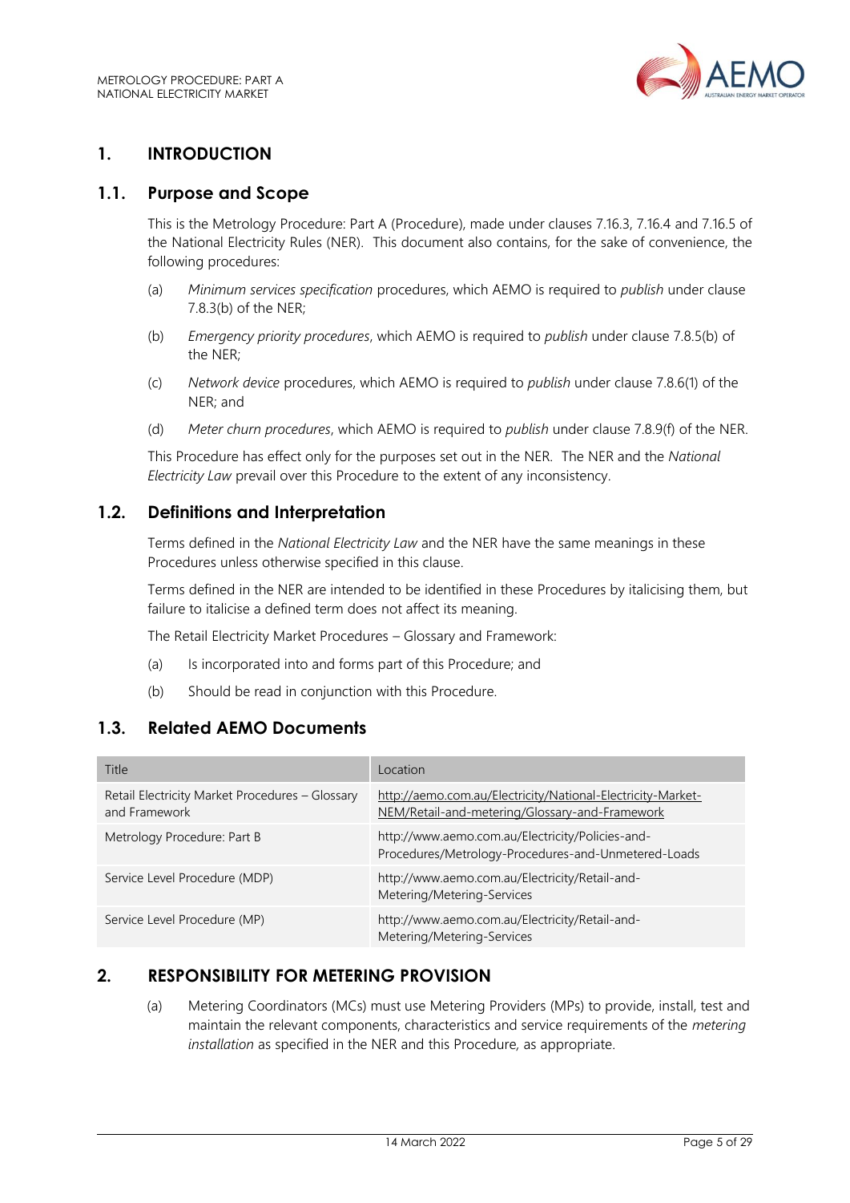# 1. INTRODUCTION

## 1.1. Purpose and Scope

This is the Metrology Procedure: Part A (Procedure), made under clauses 7.16.3, 7.16.4 and 7.16.5 of the National Electricity Rules (NER). This document also contains, for the sake of convenience, the following procedures:

(a) *Minimum services specification* procedures, which AEMO is required to *publish* under clause 7.8.3(b) of the NER;

(b) *Emergency priority procedures*, which AEMO is required to *publish* under clause 7.8.5(b) of the NER;

(c) *Network device* procedures, which AEMO is required to *publish* under clause 7.8.6(1) of the NER; and

(d) *Meter churn procedures*, which AEMO is required to *publish* under clause 7.8.9(f) of the NER.

This Procedure has effect only for the purposes set out in the NER. The NER and the *National Electricity Law* prevail over this Procedure to the extent of any inconsistency.

## 1.2. Definitions and Interpretation

Terms defined in the *National Electricity Law* and the NER have the same meanings in these Procedures unless otherwise specified in this clause.

Terms defined in the NER are intended to be identified in these Procedures by italicising them, but failure to italicise a defined term does not affect its meaning.

The Retail Electricity Market Procedures – Glossary and Framework:

(a) Is incorporated into and forms part of this Procedure; and

(b) Should be read in conjunction with this Procedure.

## 1.3. Related AEMO Documents

| Title | Location |
|---|---|
| Retail Electricity Market Procedures – Glossary and Framework | http://aemo.com.au/Electricity/National-Electricity-Market-NEM/Retail-and-metering/Glossary-and-Framework |
| Metrology Procedure: Part B | http://www.aemo.com.au/Electricity/Policies-and-Procedures/Metrology-Procedures-and-Unmetered-Loads |
| Service Level Procedure (MDP) | http://www.aemo.com.au/Electricity/Retail-and-Metering/Metering-Services |
| Service Level Procedure (MP) | http://www.aemo.com.au/Electricity/Retail-and-Metering/Metering-Services |

# 2. RESPONSIBILITY FOR METERING PROVISION

(a) Metering Coordinators (MCs) must use Metering Providers (MPs) to provide, install, test and maintain the relevant components, characteristics and service requirements of the *metering installation* as specified in the NER and this Procedure, as appropriate.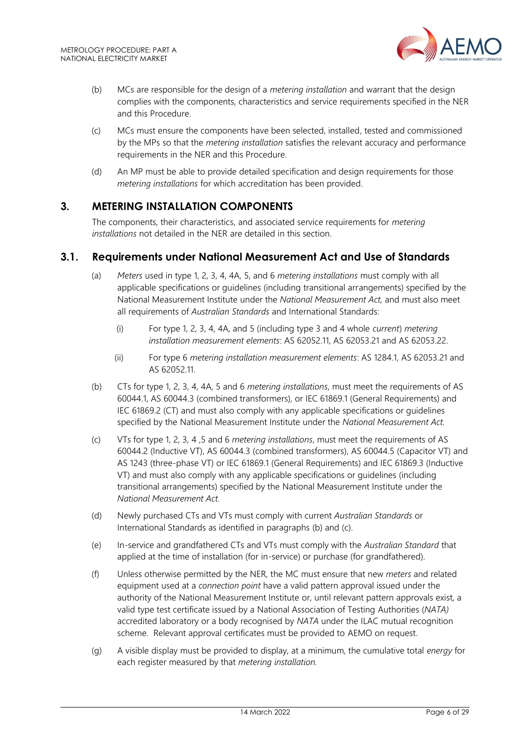(b) MCs are responsible for the design of a *metering installation* and warrant that the design complies with the components, characteristics and service requirements specified in the NER and this Procedure.

(c) MCs must ensure the components have been selected, installed, tested and commissioned by the MPs so that the *metering installation* satisfies the relevant accuracy and performance requirements in the NER and this Procedure.

(d) An MP must be able to provide detailed specification and design requirements for those *metering installations* for which accreditation has been provided.

## 3. METERING INSTALLATION COMPONENTS

The components, their characteristics, and associated service requirements for *metering installations* not detailed in the NER are detailed in this section.

### 3.1. Requirements under National Measurement Act and Use of Standards

(a) *Meters* used in type 1, 2, 3, 4, 4A, 5, and 6 *metering installations* must comply with all applicable specifications or guidelines (including transitional arrangements) specified by the National Measurement Institute under the *National Measurement Act,* and must also meet all requirements of *Australian Standards* and International Standards:

  (i) For type 1, 2, 3, 4, 4A, and 5 (including type 3 and 4 whole *current*) *metering installation measurement elements*: AS 62052.11, AS 62053.21 and AS 62053.22.

  (ii) For type 6 *metering installation measurement elements*: AS 1284.1, AS 62053.21 and AS 62052.11.

(b) CTs for type 1, 2, 3, 4, 4A, 5 and 6 *metering installations*, must meet the requirements of AS 60044.1, AS 60044.3 (combined transformers), or IEC 61869.1 (General Requirements) and IEC 61869.2 (CT) and must also comply with any applicable specifications or guidelines specified by the National Measurement Institute under the *National Measurement Act.*

(c) VTs for type 1, 2, 3, 4 ,5 and 6 *metering installations*, must meet the requirements of AS 60044.2 (Inductive VT), AS 60044.3 (combined transformers), AS 60044.5 (Capacitor VT) and AS 1243 (three-phase VT) or IEC 61869.1 (General Requirements) and IEC 61869.3 (Inductive VT) and must also comply with any applicable specifications or guidelines (including transitional arrangements) specified by the National Measurement Institute under the *National Measurement Act.*

(d) Newly purchased CTs and VTs must comply with current *Australian Standards* or International Standards as identified in paragraphs (b) and (c).

(e) In-service and grandfathered CTs and VTs must comply with the *Australian Standard* that applied at the time of installation (for in-service) or purchase (for grandfathered).

(f) Unless otherwise permitted by the NER, the MC must ensure that new *meters* and related equipment used at a *connection point* have a valid pattern approval issued under the authority of the National Measurement Institute or, until relevant pattern approvals exist, a valid type test certificate issued by a National Association of Testing Authorities (*NATA)* accredited laboratory or a body recognised by *NATA* under the ILAC mutual recognition scheme. Relevant approval certificates must be provided to AEMO on request.

(g) A visible display must be provided to display, at a minimum, the cumulative total *energy* for each register measured by that *metering installation.*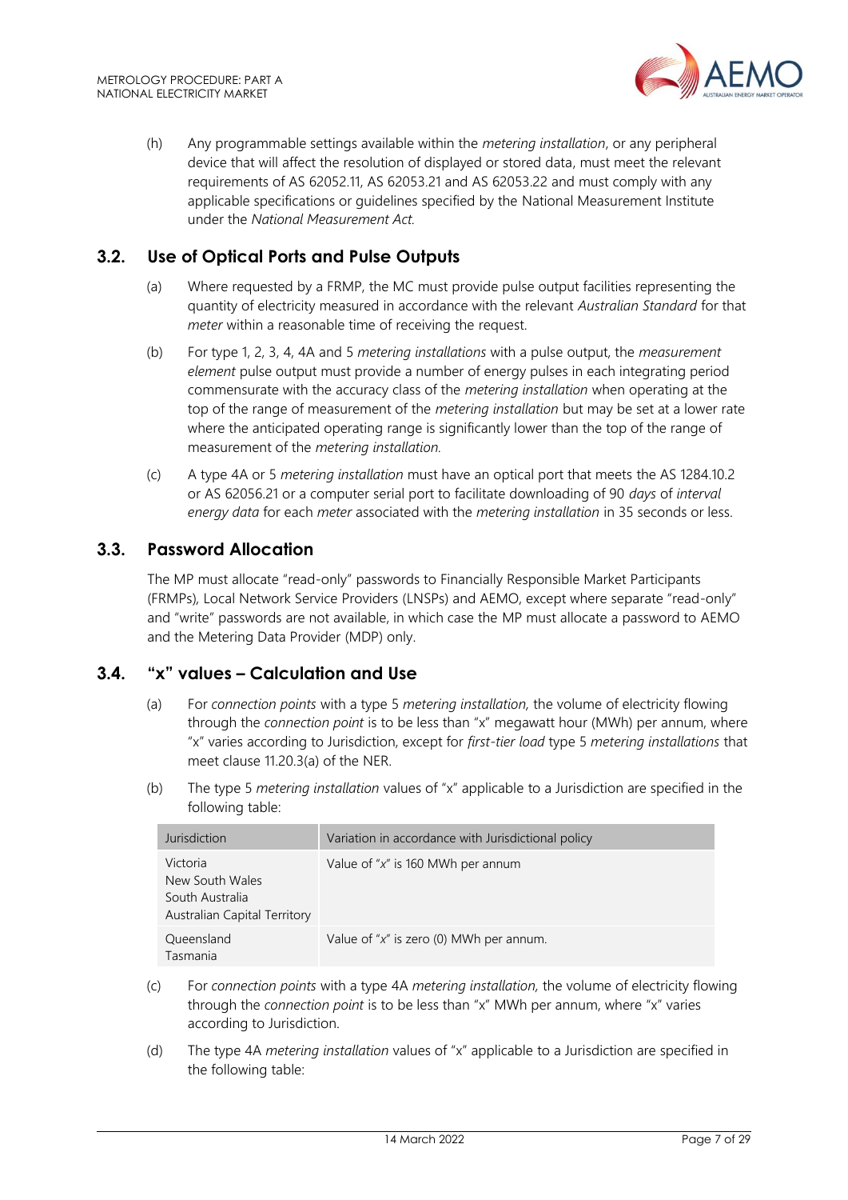(h) Any programmable settings available within the *metering installation*, or any peripheral device that will affect the resolution of displayed or stored data, must meet the relevant requirements of AS 62052.11, AS 62053.21 and AS 62053.22 and must comply with any applicable specifications or guidelines specified by the National Measurement Institute under the *National Measurement Act.*

## 3.2. Use of Optical Ports and Pulse Outputs

(a) Where requested by a FRMP, the MC must provide pulse output facilities representing the quantity of electricity measured in accordance with the relevant *Australian Standard* for that *meter* within a reasonable time of receiving the request.

(b) For type 1, 2, 3, 4, 4A and 5 *metering installations* with a pulse output, the *measurement element* pulse output must provide a number of energy pulses in each integrating period commensurate with the accuracy class of the *metering installation* when operating at the top of the range of measurement of the *metering installation* but may be set at a lower rate where the anticipated operating range is significantly lower than the top of the range of measurement of the *metering installation.*

(c) A type 4A or 5 *metering installation* must have an optical port that meets the AS 1284.10.2 or AS 62056.21 or a computer serial port to facilitate downloading of 90 *days* of *interval energy data* for each *meter* associated with the *metering installation* in 35 seconds or less.

## 3.3. Password Allocation

The MP must allocate "read-only" passwords to Financially Responsible Market Participants (FRMPs), Local Network Service Providers (LNSPs) and AEMO, except where separate "read-only" and "write" passwords are not available, in which case the MP must allocate a password to AEMO and the Metering Data Provider (MDP) only.

## 3.4. "x" values – Calculation and Use

(a) For *connection points* with a type 5 *metering installation,* the volume of electricity flowing through the *connection point* is to be less than "x" megawatt hour (MWh) per annum, where "x" varies according to Jurisdiction, except for *first-tier load* type 5 *metering installations* that meet clause 11.20.3(a) of the NER.

(b) The type 5 *metering installation* values of "x" applicable to a Jurisdiction are specified in the following table:

| Jurisdiction | Variation in accordance with Jurisdictional policy |
| --- | --- |
| Victoria<br>New South Wales<br>South Australia<br>Australian Capital Territory | Value of "*x*" is 160 MWh per annum |
| Queensland<br>Tasmania | Value of "*x*" is zero (0) MWh per annum. |

(c) For *connection points* with a type 4A *metering installation,* the volume of electricity flowing through the *connection point* is to be less than "x" MWh per annum, where "x" varies according to Jurisdiction.

(d) The type 4A *metering installation* values of "x" applicable to a Jurisdiction are specified in the following table: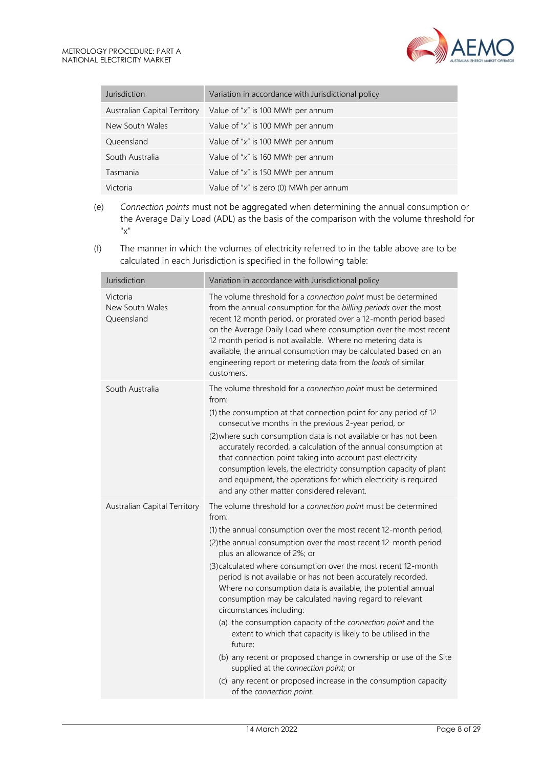| Jurisdiction | Variation in accordance with Jurisdictional policy |
| --- | --- |
| Australian Capital Territory | Value of "*x*" is 100 MWh per annum |
| New South Wales | Value of "*x*" is 100 MWh per annum |
| Queensland | Value of "*x*" is 100 MWh per annum |
| South Australia | Value of "*x*" is 160 MWh per annum |
| Tasmania | Value of "*x*" is 150 MWh per annum |
| Victoria | Value of "*x*" is zero (0) MWh per annum |

(e) *Connection points* must not be aggregated when determining the annual consumption or the Average Daily Load (ADL) as the basis of the comparison with the volume threshold for "x"

(f) The manner in which the volumes of electricity referred to in the table above are to be calculated in each Jurisdiction is specified in the following table:

| Jurisdiction | Variation in accordance with Jurisdictional policy |
| --- | --- |
| Victoria<br>New South Wales<br>Queensland | The volume threshold for a *connection point* must be determined from the annual consumption for the *billing periods* over the most recent 12 month period, or prorated over a 12-month period based on the Average Daily Load where consumption over the most recent 12 month period is not available. Where no metering data is available, the annual consumption may be calculated based on an engineering report or metering data from the *loads* of similar customers. |
| South Australia | The volume threshold for a *connection point* must be determined from:<br>(1) the consumption at that connection point for any period of 12 consecutive months in the previous 2-year period, or<br>(2) where such consumption data is not available or has not been accurately recorded, a calculation of the annual consumption at that connection point taking into account past electricity consumption levels, the electricity consumption capacity of plant and equipment, the operations for which electricity is required and any other matter considered relevant. |
| Australian Capital Territory | The volume threshold for a *connection point* must be determined from:<br>(1) the annual consumption over the most recent 12-month period,<br>(2) the annual consumption over the most recent 12-month period plus an allowance of 2%; or<br>(3) calculated where consumption over the most recent 12-month period is not available or has not been accurately recorded. Where no consumption data is available, the potential annual consumption may be calculated having regard to relevant circumstances including:<br>(a) the consumption capacity of the *connection point* and the extent to which that capacity is likely to be utilised in the future;<br>(b) any recent or proposed change in ownership or use of the Site supplied at the *connection point*; or<br>(c) any recent or proposed increase in the consumption capacity of the *connection point*. |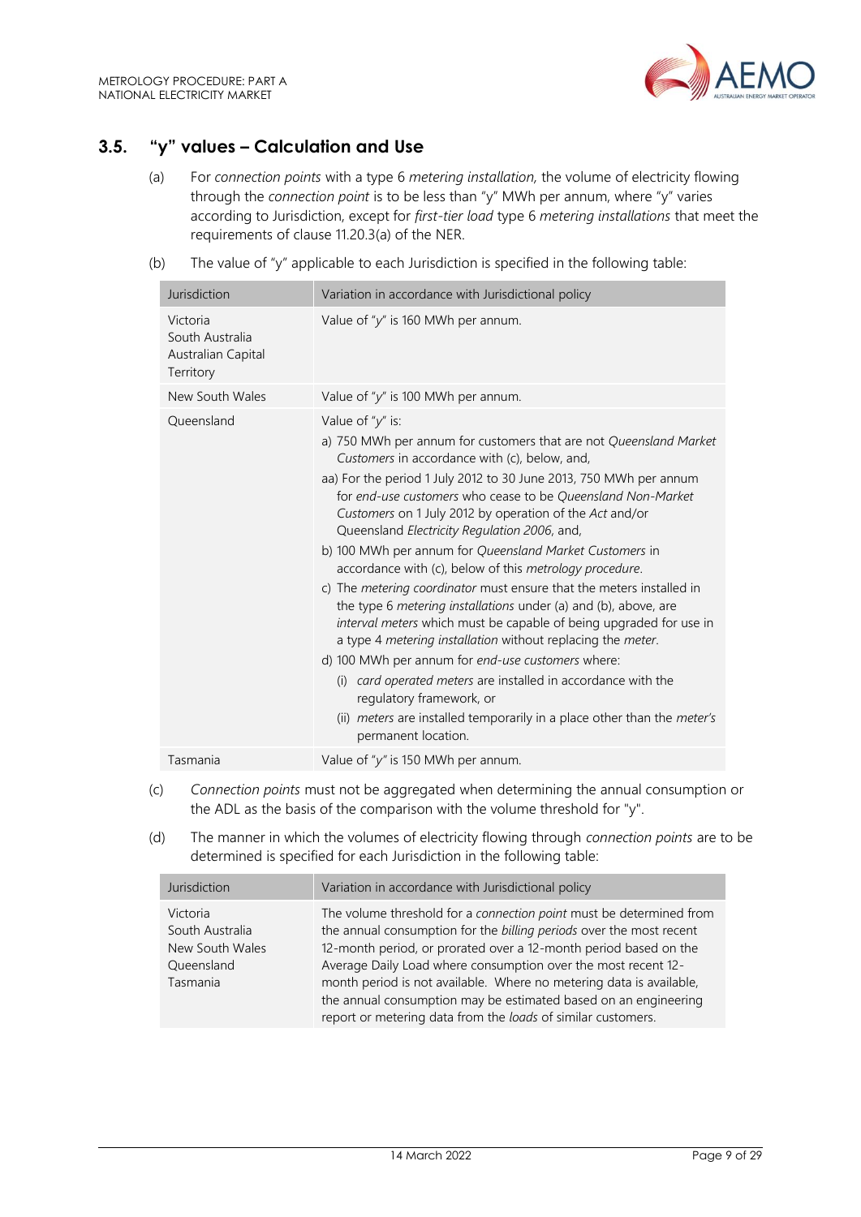## 3.5. "y" values – Calculation and Use

(a) For *connection points* with a type 6 *metering installation,* the volume of electricity flowing through the *connection point* is to be less than "y" MWh per annum, where "y" varies according to Jurisdiction, except for *first-tier load* type 6 *metering installations* that meet the requirements of clause 11.20.3(a) of the NER.

(b) The value of "y" applicable to each Jurisdiction is specified in the following table:

| Jurisdiction | Variation in accordance with Jurisdictional policy |
|---|---|
| Victoria<br>South Australia<br>Australian Capital Territory | Value of "*y*" is 160 MWh per annum. |
| New South Wales | Value of "*y*" is 100 MWh per annum. |
| Queensland | Value of "*y*" is:<br>a) 750 MWh per annum for customers that are not *Queensland Market Customers* in accordance with (c), below, and,<br>aa) For the period 1 July 2012 to 30 June 2013, 750 MWh per annum for *end-use customers* who cease to be *Queensland Non-Market Customers* on 1 July 2012 by operation of the *Act* and/or Queensland *Electricity Regulation 2006*, and,<br>b) 100 MWh per annum for *Queensland Market Customers* in accordance with (c), below of this *metrology procedure*.<br>c) The *metering coordinator* must ensure that the meters installed in the type 6 *metering installations* under (a) and (b), above, are *interval meters* which must be capable of being upgraded for use in a type 4 *metering installation* without replacing the *meter*.<br>d) 100 MWh per annum for *end-use customers* where:<br>(i) *card operated meters* are installed in accordance with the regulatory framework, or<br>(ii) *meters* are installed temporarily in a place other than the *meter's* permanent location. |
| Tasmania | Value of "*y*" is 150 MWh per annum. |

(c) *Connection points* must not be aggregated when determining the annual consumption or the ADL as the basis of the comparison with the volume threshold for "y".

(d) The manner in which the volumes of electricity flowing through *connection points* are to be determined is specified for each Jurisdiction in the following table:

| Jurisdiction | Variation in accordance with Jurisdictional policy |
|---|---|
| Victoria<br>South Australia<br>New South Wales<br>Queensland<br>Tasmania | The volume threshold for a *connection point* must be determined from the annual consumption for the *billing periods* over the most recent 12-month period, or prorated over a 12-month period based on the Average Daily Load where consumption over the most recent 12-month period is not available. Where no metering data is available, the annual consumption may be estimated based on an engineering report or metering data from the *loads* of similar customers. |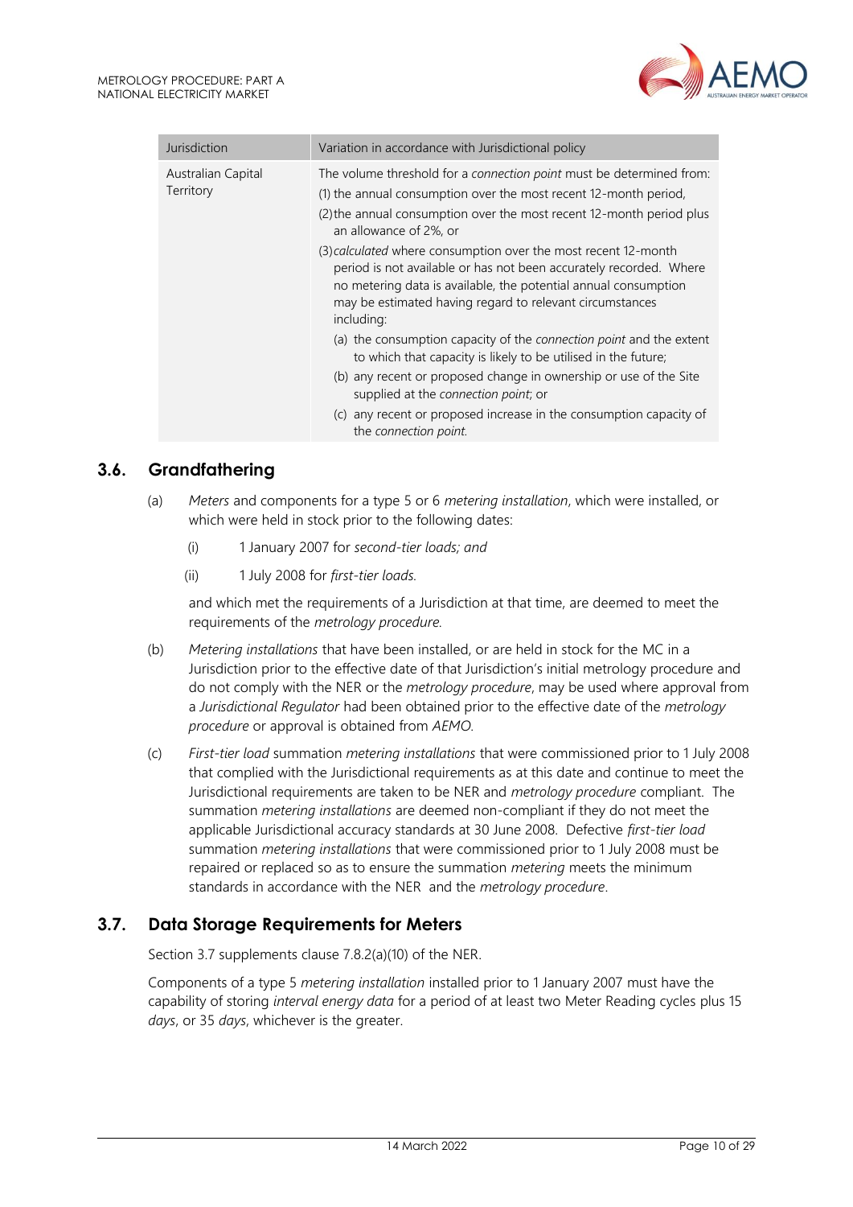| Jurisdiction | Variation in accordance with Jurisdictional policy |
|---|---|
| Australian Capital Territory | The volume threshold for a *connection point* must be determined from:<br>(1) the annual consumption over the most recent 12-month period,<br>(2) the annual consumption over the most recent 12-month period plus an allowance of 2%, or<br>(3) *calculated* where consumption over the most recent 12-month period is not available or has not been accurately recorded. Where no metering data is available, the potential annual consumption may be estimated having regard to relevant circumstances including:<br>(a) the consumption capacity of the *connection point* and the extent to which that capacity is likely to be utilised in the future;<br>(b) any recent or proposed change in ownership or use of the Site supplied at the *connection point*; or<br>(c) any recent or proposed increase in the consumption capacity of the *connection point*. |

## 3.6. Grandfathering

(a) *Meters* and components for a type 5 or 6 *metering installation*, which were installed, or which were held in stock prior to the following dates:

   (i) 1 January 2007 for *second-tier loads; and*

   (ii) 1 July 2008 for *first-tier loads.*

   and which met the requirements of a Jurisdiction at that time, are deemed to meet the requirements of the *metrology procedure.*

(b) *Metering installations* that have been installed, or are held in stock for the MC in a Jurisdiction prior to the effective date of that Jurisdiction's initial metrology procedure and do not comply with the NER or the *metrology procedure*, may be used where approval from a *Jurisdictional Regulator* had been obtained prior to the effective date of the *metrology procedure* or approval is obtained from *AEMO.*

(c) *First-tier load* summation *metering installations* that were commissioned prior to 1 July 2008 that complied with the Jurisdictional requirements as at this date and continue to meet the Jurisdictional requirements are taken to be NER and *metrology procedure* compliant. The summation *metering installations* are deemed non-compliant if they do not meet the applicable Jurisdictional accuracy standards at 30 June 2008. Defective *first-tier load* summation *metering installations* that were commissioned prior to 1 July 2008 must be repaired or replaced so as to ensure the summation *metering* meets the minimum standards in accordance with the NER and the *metrology procedure*.

## 3.7. Data Storage Requirements for Meters

Section 3.7 supplements clause 7.8.2(a)(10) of the NER.

Components of a type 5 *metering installation* installed prior to 1 January 2007 must have the capability of storing *interval energy data* for a period of at least two Meter Reading cycles plus 15 *days*, or 35 *days*, whichever is the greater.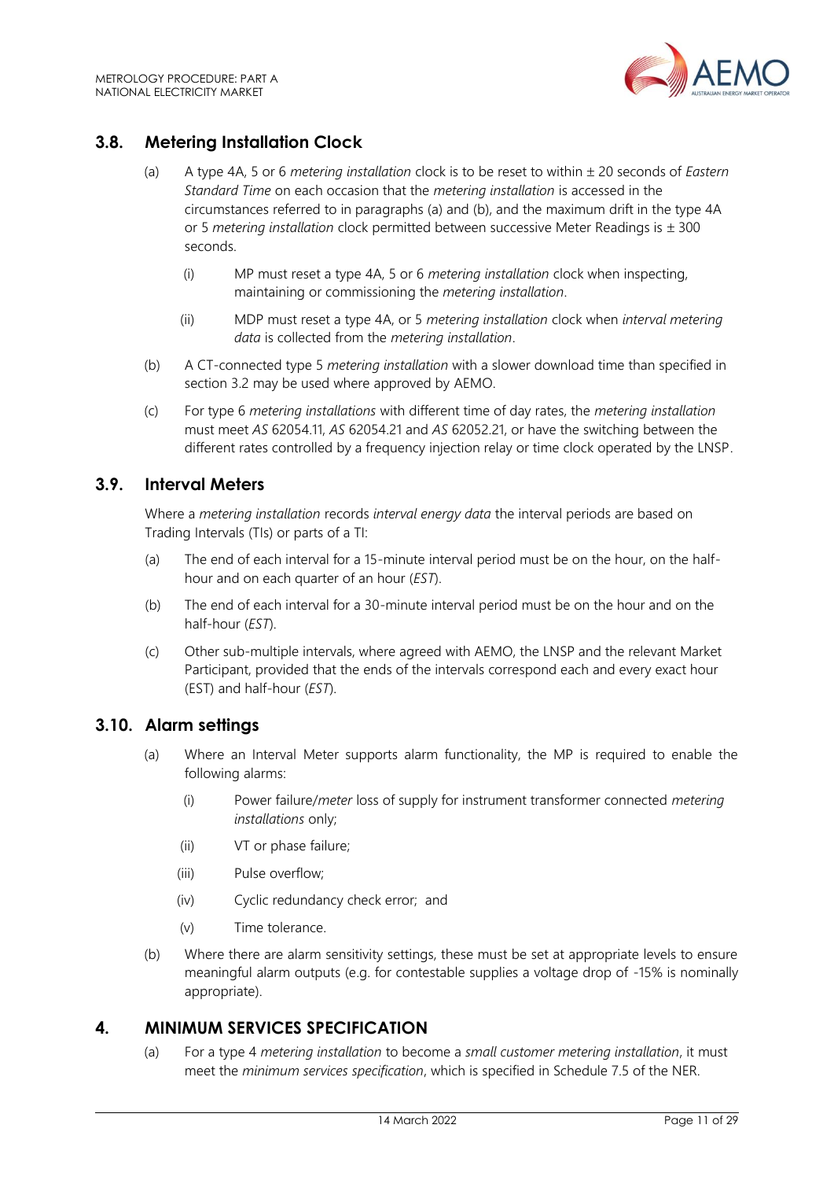## 3.8. Metering Installation Clock

(a) A type 4A, 5 or 6 *metering installation* clock is to be reset to within ± 20 seconds of *Eastern Standard Time* on each occasion that the *metering installation* is accessed in the circumstances referred to in paragraphs (a) and (b), and the maximum drift in the type 4A or 5 *metering installation* clock permitted between successive Meter Readings is ± 300 seconds.

   (i) MP must reset a type 4A, 5 or 6 *metering installation* clock when inspecting, maintaining or commissioning the *metering installation*.

   (ii) MDP must reset a type 4A, or 5 *metering installation* clock when *interval metering data* is collected from the *metering installation*.

(b) A CT-connected type 5 *metering installation* with a slower download time than specified in section 3.2 may be used where approved by AEMO.

(c) For type 6 *metering installations* with different time of day rates, the *metering installation* must meet *AS* 62054.11, *AS* 62054.21 and *AS* 62052.21, or have the switching between the different rates controlled by a frequency injection relay or time clock operated by the LNSP.

## 3.9. Interval Meters

Where a *metering installation* records *interval energy data* the interval periods are based on Trading Intervals (TIs) or parts of a TI:

(a) The end of each interval for a 15-minute interval period must be on the hour, on the half-hour and on each quarter of an hour (*EST*).

(b) The end of each interval for a 30-minute interval period must be on the hour and on the half-hour (*EST*).

(c) Other sub-multiple intervals, where agreed with AEMO, the LNSP and the relevant Market Participant, provided that the ends of the intervals correspond each and every exact hour (EST) and half-hour (*EST*).

## 3.10. Alarm settings

(a) Where an Interval Meter supports alarm functionality, the MP is required to enable the following alarms:

   (i) Power failure/*meter* loss of supply for instrument transformer connected *metering installations* only;

   (ii) VT or phase failure;

   (iii) Pulse overflow;

   (iv) Cyclic redundancy check error; and

   (v) Time tolerance.

(b) Where there are alarm sensitivity settings, these must be set at appropriate levels to ensure meaningful alarm outputs (e.g. for contestable supplies a voltage drop of -15% is nominally appropriate).

# 4. MINIMUM SERVICES SPECIFICATION

(a) For a type 4 *metering installation* to become a *small customer metering installation*, it must meet the *minimum services specification*, which is specified in Schedule 7.5 of the NER.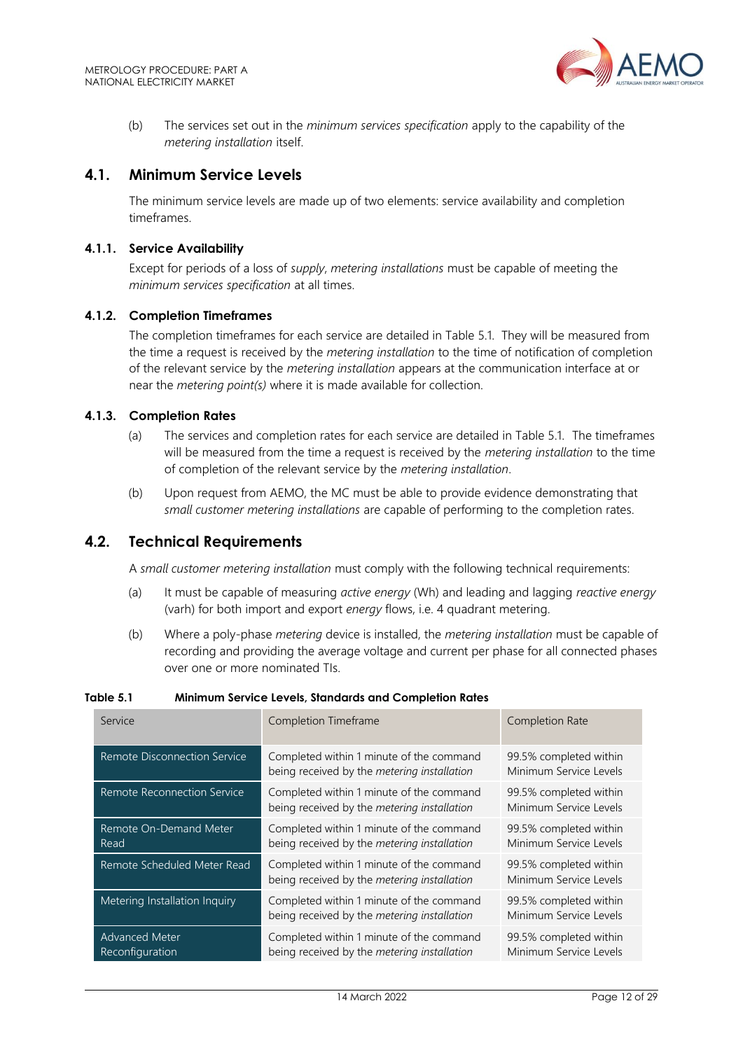(b) The services set out in the *minimum services specification* apply to the capability of the *metering installation* itself.

## 4.1. Minimum Service Levels

The minimum service levels are made up of two elements: service availability and completion timeframes.

### 4.1.1. Service Availability

Except for periods of a loss of *supply*, *metering installations* must be capable of meeting the *minimum services specification* at all times.

### 4.1.2. Completion Timeframes

The completion timeframes for each service are detailed in Table 5.1. They will be measured from the time a request is received by the *metering installation* to the time of notification of completion of the relevant service by the *metering installation* appears at the communication interface at or near the *metering point(s)* where it is made available for collection.

### 4.1.3. Completion Rates

(a) The services and completion rates for each service are detailed in Table 5.1. The timeframes will be measured from the time a request is received by the *metering installation* to the time of completion of the relevant service by the *metering installation*.

(b) Upon request from AEMO, the MC must be able to provide evidence demonstrating that *small customer metering installations* are capable of performing to the completion rates.

## 4.2. Technical Requirements

A *small customer metering installation* must comply with the following technical requirements:

(a) It must be capable of measuring *active energy* (Wh) and leading and lagging *reactive energy* (varh) for both import and export *energy* flows, i.e. 4 quadrant metering.

(b) Where a poly-phase *metering* device is installed, the *metering installation* must be capable of recording and providing the average voltage and current per phase for all connected phases over one or more nominated TIs.

**Table 5.1 Minimum Service Levels, Standards and Completion Rates**

| Service | Completion Timeframe | Completion Rate |
|---|---|---|
| Remote Disconnection Service | Completed within 1 minute of the command being received by the *metering installation* | 99.5% completed within Minimum Service Levels |
| Remote Reconnection Service | Completed within 1 minute of the command being received by the *metering installation* | 99.5% completed within Minimum Service Levels |
| Remote On-Demand Meter Read | Completed within 1 minute of the command being received by the *metering installation* | 99.5% completed within Minimum Service Levels |
| Remote Scheduled Meter Read | Completed within 1 minute of the command being received by the *metering installation* | 99.5% completed within Minimum Service Levels |
| Metering Installation Inquiry | Completed within 1 minute of the command being received by the *metering installation* | 99.5% completed within Minimum Service Levels |
| Advanced Meter Reconfiguration | Completed within 1 minute of the command being received by the *metering installation* | 99.5% completed within Minimum Service Levels |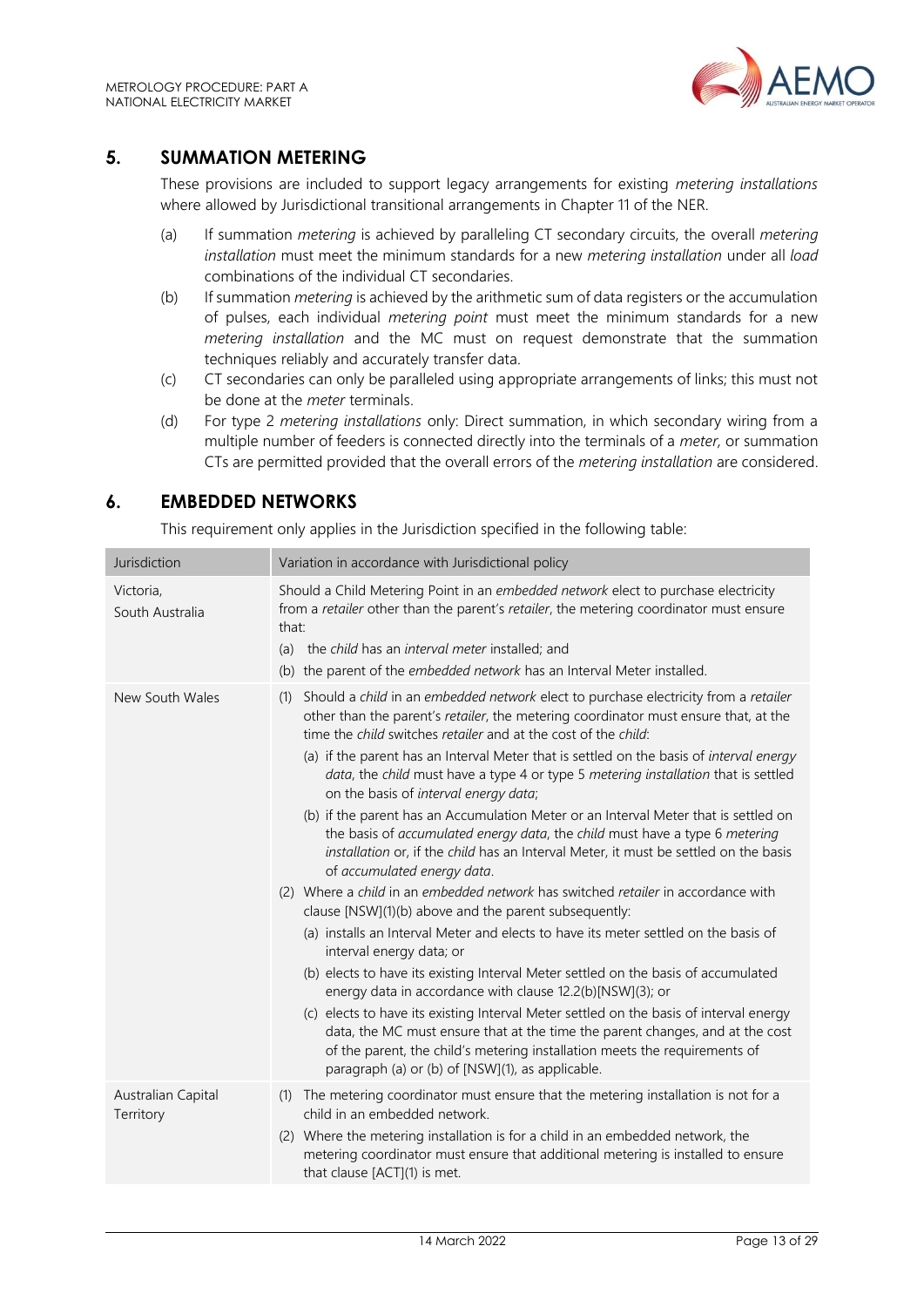## 5. SUMMATION METERING

These provisions are included to support legacy arrangements for existing *metering installations* where allowed by Jurisdictional transitional arrangements in Chapter 11 of the NER.

(a) If summation *metering* is achieved by paralleling CT secondary circuits, the overall *metering installation* must meet the minimum standards for a new *metering installation* under all *load* combinations of the individual CT secondaries.

(b) If summation *metering* is achieved by the arithmetic sum of data registers or the accumulation of pulses, each individual *metering point* must meet the minimum standards for a new *metering installation* and the MC must on request demonstrate that the summation techniques reliably and accurately transfer data.

(c) CT secondaries can only be paralleled using appropriate arrangements of links; this must not be done at the *meter* terminals.

(d) For type 2 *metering installations* only: Direct summation, in which secondary wiring from a multiple number of feeders is connected directly into the terminals of a *meter*, or summation CTs are permitted provided that the overall errors of the *metering installation* are considered.

## 6. EMBEDDED NETWORKS

This requirement only applies in the Jurisdiction specified in the following table:

| Jurisdiction | Variation in accordance with Jurisdictional policy |
|---|---|
| Victoria, South Australia | Should a Child Metering Point in an *embedded network* elect to purchase electricity from a *retailer* other than the parent's *retailer*, the metering coordinator must ensure that:<br>(a) the *child* has an *interval meter* installed; and<br>(b) the parent of the *embedded network* has an Interval Meter installed. |
| New South Wales | (1) Should a *child* in an *embedded network* elect to purchase electricity from a *retailer* other than the parent's *retailer*, the metering coordinator must ensure that, at the time the *child* switches *retailer* and at the cost of the *child*:<br>(a) if the parent has an Interval Meter that is settled on the basis of *interval energy data*, the *child* must have a type 4 or type 5 *metering installation* that is settled on the basis of *interval energy data*;<br>(b) if the parent has an Accumulation Meter or an Interval Meter that is settled on the basis of *accumulated energy data*, the *child* must have a type 6 *metering installation* or, if the *child* has an Interval Meter, it must be settled on the basis of *accumulated energy data*.<br>(2) Where a *child* in an *embedded network* has switched *retailer* in accordance with clause [NSW](1)(b) above and the parent subsequently:<br>(a) installs an Interval Meter and elects to have its meter settled on the basis of interval energy data; or<br>(b) elects to have its existing Interval Meter settled on the basis of accumulated energy data in accordance with clause 12.2(b)[NSW](3); or<br>(c) elects to have its existing Interval Meter settled on the basis of interval energy data, the MC must ensure that at the time the parent changes, and at the cost of the parent, the child's metering installation meets the requirements of paragraph (a) or (b) of [NSW](1), as applicable. |
| Australian Capital Territory | (1) The metering coordinator must ensure that the metering installation is not for a child in an embedded network.<br>(2) Where the metering installation is for a child in an embedded network, the metering coordinator must ensure that additional metering is installed to ensure that clause [ACT](1) is met. |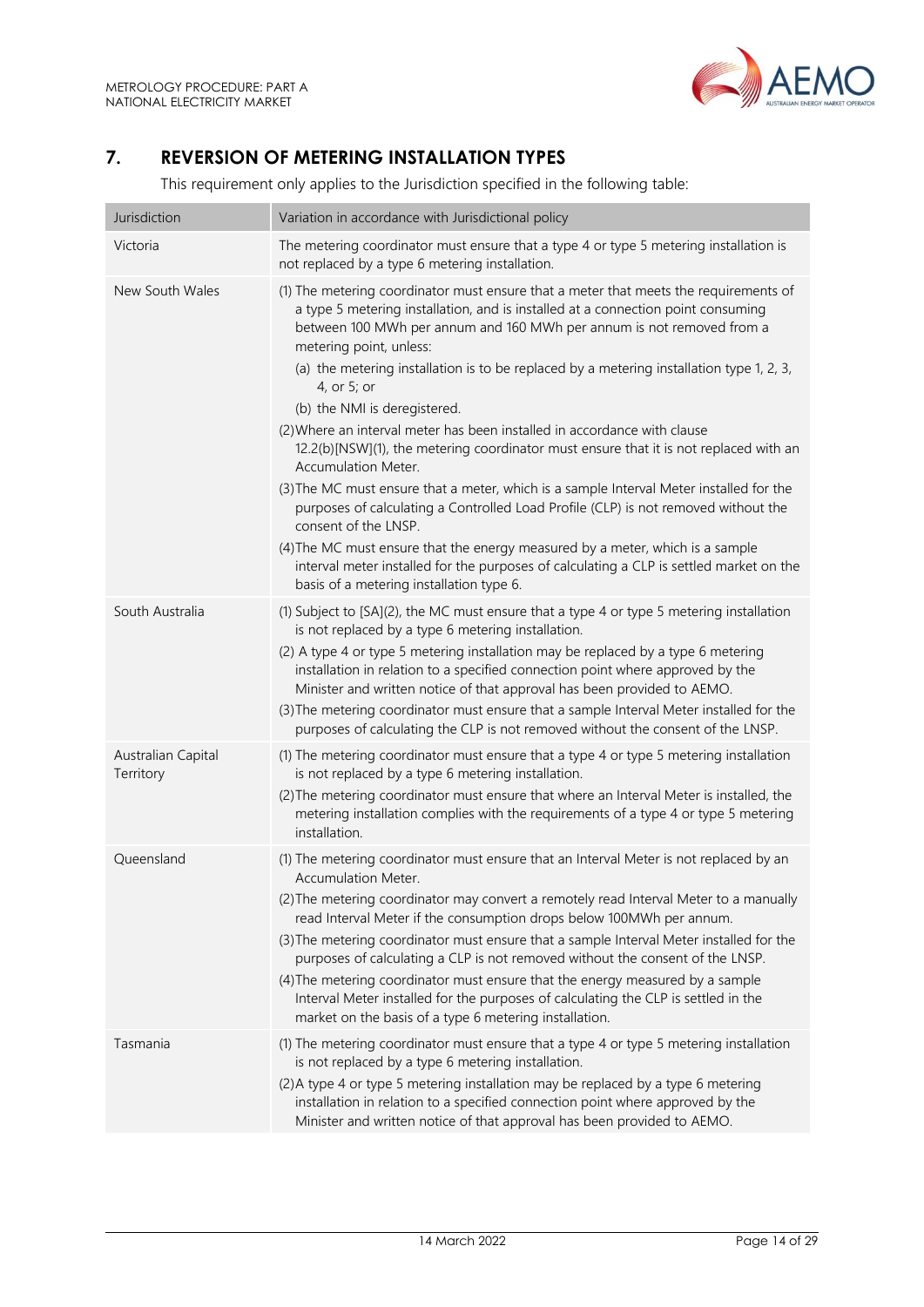## 7. REVERSION OF METERING INSTALLATION TYPES

This requirement only applies to the Jurisdiction specified in the following table:

| Jurisdiction | Variation in accordance with Jurisdictional policy |
| --- | --- |
| Victoria | The metering coordinator must ensure that a type 4 or type 5 metering installation is not replaced by a type 6 metering installation. |
| New South Wales | (1) The metering coordinator must ensure that a meter that meets the requirements of a type 5 metering installation, and is installed at a connection point consuming between 100 MWh per annum and 160 MWh per annum is not removed from a metering point, unless:<br>(a) the metering installation is to be replaced by a metering installation type 1, 2, 3, 4, or 5; or<br>(b) the NMI is deregistered.<br>(2)Where an interval meter has been installed in accordance with clause 12.2(b)[NSW](1), the metering coordinator must ensure that it is not replaced with an Accumulation Meter.<br>(3)The MC must ensure that a meter, which is a sample Interval Meter installed for the purposes of calculating a Controlled Load Profile (CLP) is not removed without the consent of the LNSP.<br>(4)The MC must ensure that the energy measured by a meter, which is a sample interval meter installed for the purposes of calculating a CLP is settled market on the basis of a metering installation type 6. |
| South Australia | (1) Subject to [SA](2), the MC must ensure that a type 4 or type 5 metering installation is not replaced by a type 6 metering installation.<br>(2) A type 4 or type 5 metering installation may be replaced by a type 6 metering installation in relation to a specified connection point where approved by the Minister and written notice of that approval has been provided to AEMO.<br>(3)The metering coordinator must ensure that a sample Interval Meter installed for the purposes of calculating the CLP is not removed without the consent of the LNSP. |
| Australian Capital Territory | (1) The metering coordinator must ensure that a type 4 or type 5 metering installation is not replaced by a type 6 metering installation.<br>(2)The metering coordinator must ensure that where an Interval Meter is installed, the metering installation complies with the requirements of a type 4 or type 5 metering installation. |
| Queensland | (1) The metering coordinator must ensure that an Interval Meter is not replaced by an Accumulation Meter.<br>(2)The metering coordinator may convert a remotely read Interval Meter to a manually read Interval Meter if the consumption drops below 100MWh per annum.<br>(3)The metering coordinator must ensure that a sample Interval Meter installed for the purposes of calculating a CLP is not removed without the consent of the LNSP.<br>(4)The metering coordinator must ensure that the energy measured by a sample Interval Meter installed for the purposes of calculating the CLP is settled in the market on the basis of a type 6 metering installation. |
| Tasmania | (1) The metering coordinator must ensure that a type 4 or type 5 metering installation is not replaced by a type 6 metering installation.<br>(2)A type 4 or type 5 metering installation may be replaced by a type 6 metering installation in relation to a specified connection point where approved by the Minister and written notice of that approval has been provided to AEMO. |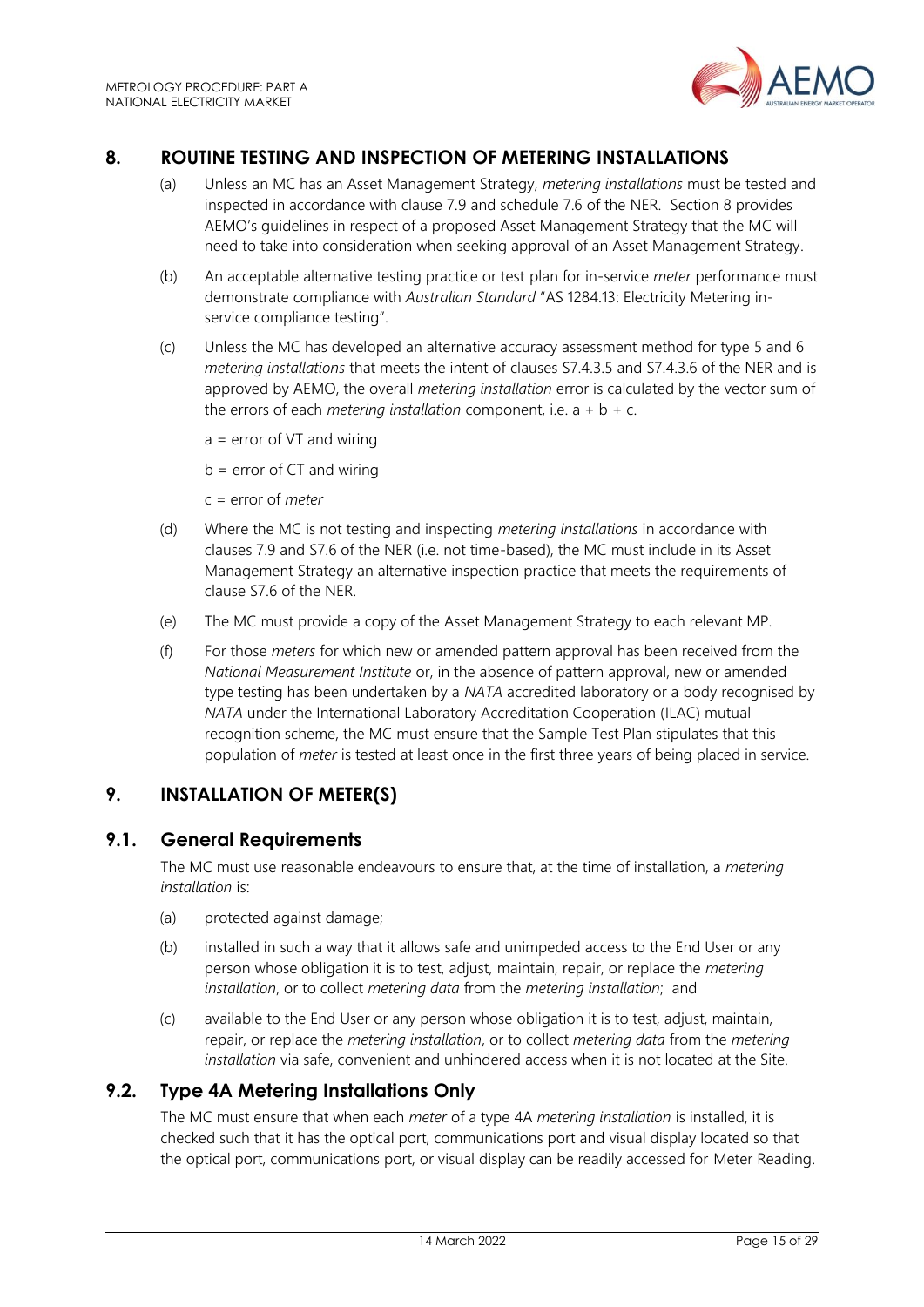## 8. ROUTINE TESTING AND INSPECTION OF METERING INSTALLATIONS

(a) Unless an MC has an Asset Management Strategy, *metering installations* must be tested and inspected in accordance with clause 7.9 and schedule 7.6 of the NER. Section 8 provides AEMO's guidelines in respect of a proposed Asset Management Strategy that the MC will need to take into consideration when seeking approval of an Asset Management Strategy.

(b) An acceptable alternative testing practice or test plan for in-service *meter* performance must demonstrate compliance with *Australian Standard* "AS 1284.13: Electricity Metering in-service compliance testing".

(c) Unless the MC has developed an alternative accuracy assessment method for type 5 and 6 *metering installations* that meets the intent of clauses S7.4.3.5 and S7.4.3.6 of the NER and is approved by AEMO, the overall *metering installation* error is calculated by the vector sum of the errors of each *metering installation* component, i.e. a + b + c.

a = error of VT and wiring

b = error of CT and wiring

c = error of *meter*

(d) Where the MC is not testing and inspecting *metering installations* in accordance with clauses 7.9 and S7.6 of the NER (i.e. not time-based), the MC must include in its Asset Management Strategy an alternative inspection practice that meets the requirements of clause S7.6 of the NER.

(e) The MC must provide a copy of the Asset Management Strategy to each relevant MP.

(f) For those *meters* for which new or amended pattern approval has been received from the *National Measurement Institute* or, in the absence of pattern approval, new or amended type testing has been undertaken by a *NATA* accredited laboratory or a body recognised by *NATA* under the International Laboratory Accreditation Cooperation (ILAC) mutual recognition scheme, the MC must ensure that the Sample Test Plan stipulates that this population of *meter* is tested at least once in the first three years of being placed in service.

## 9. INSTALLATION OF METER(S)

### 9.1. General Requirements

The MC must use reasonable endeavours to ensure that, at the time of installation, a *metering installation* is:

(a) protected against damage;

(b) installed in such a way that it allows safe and unimpeded access to the End User or any person whose obligation it is to test, adjust, maintain, repair, or replace the *metering installation*, or to collect *metering data* from the *metering installation*; and

(c) available to the End User or any person whose obligation it is to test, adjust, maintain, repair, or replace the *metering installation*, or to collect *metering data* from the *metering installation* via safe, convenient and unhindered access when it is not located at the Site.

### 9.2. Type 4A Metering Installations Only

The MC must ensure that when each *meter* of a type 4A *metering installation* is installed, it is checked such that it has the optical port, communications port and visual display located so that the optical port, communications port, or visual display can be readily accessed for Meter Reading.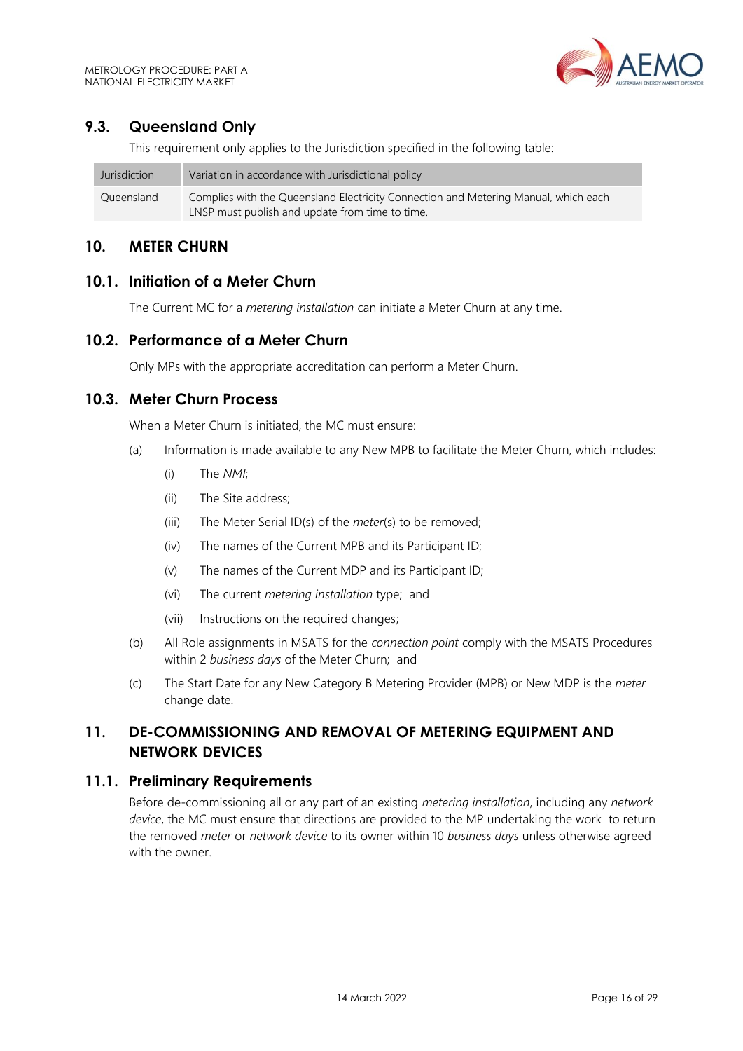## 9.3. Queensland Only

This requirement only applies to the Jurisdiction specified in the following table:

| Jurisdiction | Variation in accordance with Jurisdictional policy |
| --- | --- |
| Queensland | Complies with the Queensland Electricity Connection and Metering Manual, which each LNSP must publish and update from time to time. |

# 10. METER CHURN

## 10.1. Initiation of a Meter Churn

The Current MC for a *metering installation* can initiate a Meter Churn at any time.

## 10.2. Performance of a Meter Churn

Only MPs with the appropriate accreditation can perform a Meter Churn.

## 10.3. Meter Churn Process

When a Meter Churn is initiated, the MC must ensure:

(a) Information is made available to any New MPB to facilitate the Meter Churn, which includes:

  (i) The *NMI*;

  (ii) The Site address;

  (iii) The Meter Serial ID(s) of the *meter*(s) to be removed;

  (iv) The names of the Current MPB and its Participant ID;

  (v) The names of the Current MDP and its Participant ID;

  (vi) The current *metering installation* type; and

  (vii) Instructions on the required changes;

(b) All Role assignments in MSATS for the *connection point* comply with the MSATS Procedures within 2 *business days* of the Meter Churn; and

(c) The Start Date for any New Category B Metering Provider (MPB) or New MDP is the *meter* change date.

# 11. DE-COMMISSIONING AND REMOVAL OF METERING EQUIPMENT AND NETWORK DEVICES

## 11.1. Preliminary Requirements

Before de-commissioning all or any part of an existing *metering installation*, including any *network device*, the MC must ensure that directions are provided to the MP undertaking the work to return the removed *meter* or *network device* to its owner within 10 *business days* unless otherwise agreed with the owner.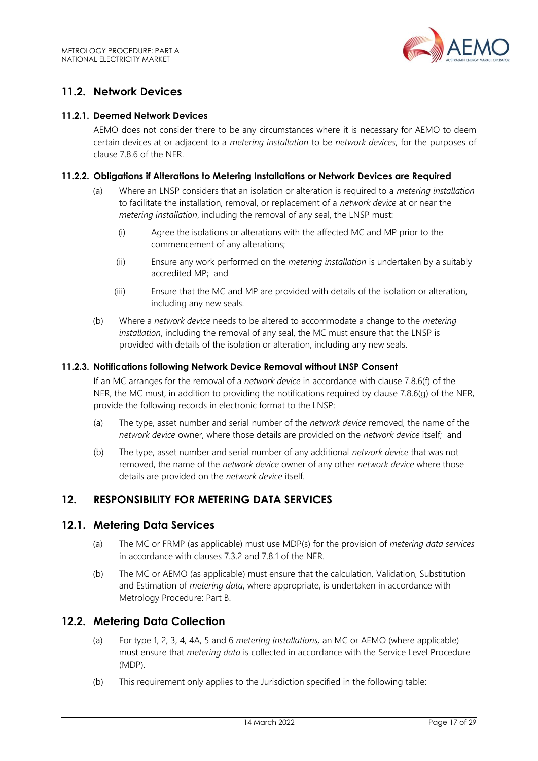## 11.2. Network Devices

### 11.2.1. Deemed Network Devices

AEMO does not consider there to be any circumstances where it is necessary for AEMO to deem certain devices at or adjacent to a *metering installation* to be *network devices*, for the purposes of clause 7.8.6 of the NER.

### 11.2.2. Obligations if Alterations to Metering Installations or Network Devices are Required

(a) Where an LNSP considers that an isolation or alteration is required to a *metering installation* to facilitate the installation, removal, or replacement of a *network device* at or near the *metering installation*, including the removal of any seal, the LNSP must:

  (i) Agree the isolations or alterations with the affected MC and MP prior to the commencement of any alterations;

  (ii) Ensure any work performed on the *metering installation* is undertaken by a suitably accredited MP; and

  (iii) Ensure that the MC and MP are provided with details of the isolation or alteration, including any new seals.

(b) Where a *network device* needs to be altered to accommodate a change to the *metering installation*, including the removal of any seal, the MC must ensure that the LNSP is provided with details of the isolation or alteration, including any new seals.

### 11.2.3. Notifications following Network Device Removal without LNSP Consent

If an MC arranges for the removal of a *network device* in accordance with clause 7.8.6(f) of the NER, the MC must, in addition to providing the notifications required by clause 7.8.6(g) of the NER, provide the following records in electronic format to the LNSP:

(a) The type, asset number and serial number of the *network device* removed, the name of the *network device* owner, where those details are provided on the *network device* itself; and

(b) The type, asset number and serial number of any additional *network device* that was not removed, the name of the *network device* owner of any other *network device* where those details are provided on the *network device* itself.

# 12. RESPONSIBILITY FOR METERING DATA SERVICES

## 12.1. Metering Data Services

(a) The MC or FRMP (as applicable) must use MDP(s) for the provision of *metering data services* in accordance with clauses 7.3.2 and 7.8.1 of the NER.

(b) The MC or AEMO (as applicable) must ensure that the calculation, Validation, Substitution and Estimation of *metering data*, where appropriate, is undertaken in accordance with Metrology Procedure: Part B.

## 12.2. Metering Data Collection

(a) For type 1, 2, 3, 4, 4A, 5 and 6 *metering installations*, an MC or AEMO (where applicable) must ensure that *metering data* is collected in accordance with the Service Level Procedure (MDP).

(b) This requirement only applies to the Jurisdiction specified in the following table: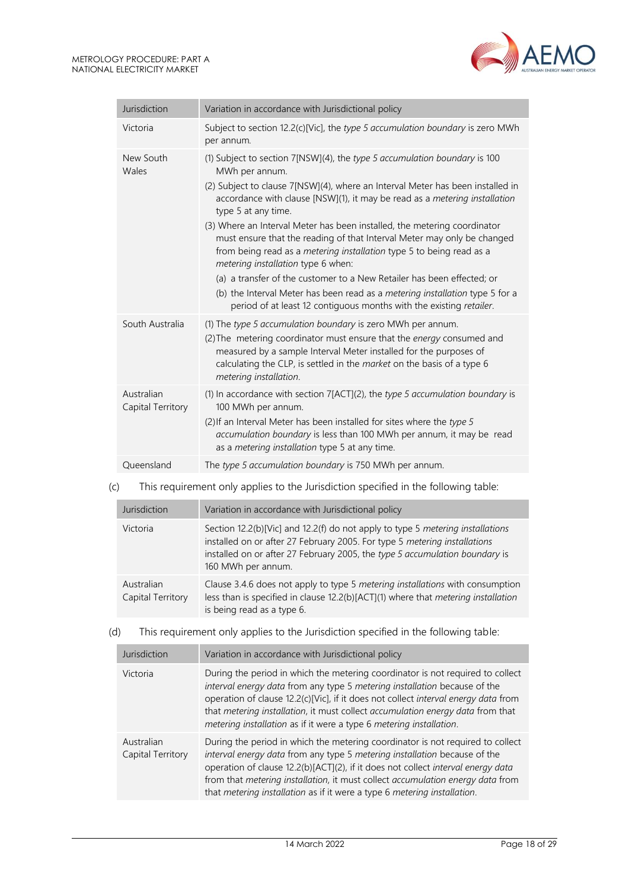| Jurisdiction | Variation in accordance with Jurisdictional policy |
| --- | --- |
| Victoria | Subject to section 12.2(c)[Vic], the *type 5 accumulation boundary* is zero MWh per annum. |
| New South Wales | (1) Subject to section 7[NSW](4), the *type 5 accumulation boundary* is 100 MWh per annum.<br>(2) Subject to clause 7[NSW](4), where an Interval Meter has been installed in accordance with clause [NSW](1), it may be read as a *metering installation* type 5 at any time.<br>(3) Where an Interval Meter has been installed, the metering coordinator must ensure that the reading of that Interval Meter may only be changed from being read as a *metering installation* type 5 to being read as a *metering installation* type 6 when:<br>(a) a transfer of the customer to a New Retailer has been effected; or<br>(b) the Interval Meter has been read as a *metering installation* type 5 for a period of at least 12 contiguous months with the existing *retailer*. |
| South Australia | (1) The *type 5 accumulation boundary* is zero MWh per annum.<br>(2)The metering coordinator must ensure that the *energy* consumed and measured by a sample Interval Meter installed for the purposes of calculating the CLP, is settled in the *market* on the basis of a type 6 *metering installation*. |
| Australian Capital Territory | (1) In accordance with section 7[ACT](2), the *type 5 accumulation boundary* is 100 MWh per annum.<br>(2)If an Interval Meter has been installed for sites where the *type 5 accumulation boundary* is less than 100 MWh per annum, it may be read as a *metering installation* type 5 at any time. |
| Queensland | The *type 5 accumulation boundary* is 750 MWh per annum. |

(c) This requirement only applies to the Jurisdiction specified in the following table:

| Jurisdiction | Variation in accordance with Jurisdictional policy |
| --- | --- |
| Victoria | Section 12.2(b)[Vic] and 12.2(f) do not apply to type 5 *metering installations* installed on or after 27 February 2005. For type 5 *metering installations* installed on or after 27 February 2005, the *type 5 accumulation boundary* is 160 MWh per annum. |
| Australian Capital Territory | Clause 3.4.6 does not apply to type 5 *metering installations* with consumption less than is specified in clause 12.2(b)[ACT](1) where that *metering installation* is being read as a type 6. |

(d) This requirement only applies to the Jurisdiction specified in the following table:

| Jurisdiction | Variation in accordance with Jurisdictional policy |
| --- | --- |
| Victoria | During the period in which the metering coordinator is not required to collect *interval energy data* from any type 5 *metering installation* because of the operation of clause 12.2(c)[Vic], if it does not collect *interval energy data* from that *metering installation*, it must collect *accumulation energy data* from that *metering installation* as if it were a type 6 *metering installation*. |
| Australian Capital Territory | During the period in which the metering coordinator is not required to collect *interval energy data* from any type 5 *metering installation* because of the operation of clause 12.2(b)[ACT](2), if it does not collect *interval energy data* from that *metering installation*, it must collect *accumulation energy data* from that *metering installation* as if it were a type 6 *metering installation*. |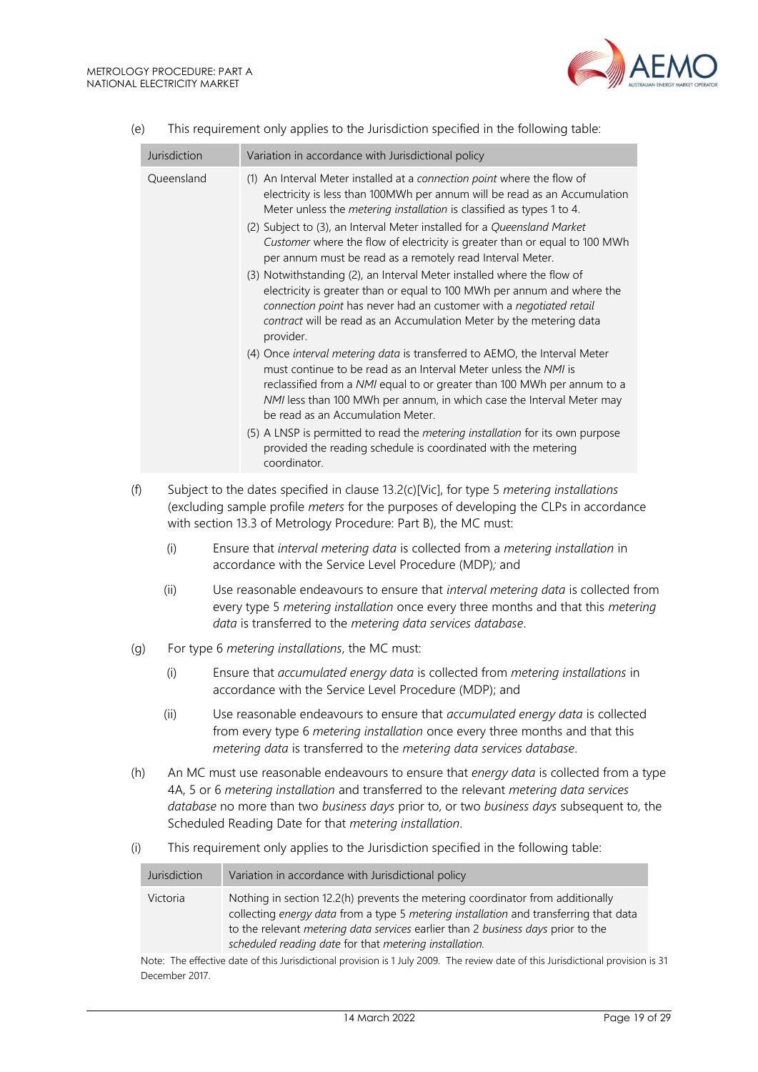(e) This requirement only applies to the Jurisdiction specified in the following table:

| Jurisdiction | Variation in accordance with Jurisdictional policy |
|---|---|
| Queensland | (1) An Interval Meter installed at a *connection point* where the flow of electricity is less than 100MWh per annum will be read as an Accumulation Meter unless the *metering installation* is classified as types 1 to 4.<br>(2) Subject to (3), an Interval Meter installed for a *Queensland Market Customer* where the flow of electricity is greater than or equal to 100 MWh per annum must be read as a remotely read Interval Meter.<br>(3) Notwithstanding (2), an Interval Meter installed where the flow of electricity is greater than or equal to 100 MWh per annum and where the *connection point* has never had an customer with a *negotiated retail contract* will be read as an Accumulation Meter by the metering data provider.<br>(4) Once *interval metering data* is transferred to AEMO, the Interval Meter must continue to be read as an Interval Meter unless the *NMI* is reclassified from a *NMI* equal to or greater than 100 MWh per annum to a *NMI* less than 100 MWh per annum, in which case the Interval Meter may be read as an Accumulation Meter.<br>(5) A LNSP is permitted to read the *metering installation* for its own purpose provided the reading schedule is coordinated with the metering coordinator. |

(f) Subject to the dates specified in clause 13.2(c)[Vic], for type 5 *metering installations* (excluding sample profile *meters* for the purposes of developing the CLPs in accordance with section 13.3 of Metrology Procedure: Part B), the MC must:

  (i) Ensure that *interval metering data* is collected from a *metering installation* in accordance with the Service Level Procedure (MDP)*;* and

  (ii) Use reasonable endeavours to ensure that *interval metering data* is collected from every type 5 *metering installation* once every three months and that this *metering data* is transferred to the *metering data services database*.

(g) For type 6 *metering installations*, the MC must:

  (i) Ensure that *accumulated energy data* is collected from *metering installations* in accordance with the Service Level Procedure (MDP); and

  (ii) Use reasonable endeavours to ensure that *accumulated energy data* is collected from every type 6 *metering installation* once every three months and that this *metering data* is transferred to the *metering data services database*.

(h) An MC must use reasonable endeavours to ensure that *energy data* is collected from a type 4A, 5 or 6 *metering installation* and transferred to the relevant *metering data services database* no more than two *business days* prior to, or two *business days* subsequent to, the Scheduled Reading Date for that *metering installation*.

(i) This requirement only applies to the Jurisdiction specified in the following table:

| Jurisdiction | Variation in accordance with Jurisdictional policy |
|---|---|
| Victoria | Nothing in section 12.2(h) prevents the metering coordinator from additionally collecting *energy data* from a type 5 *metering installation* and transferring that data to the relevant *metering data services* earlier than 2 *business days* prior to the *scheduled reading date* for that *metering installation*. |

Note: The effective date of this Jurisdictional provision is 1 July 2009. The review date of this Jurisdictional provision is 31 December 2017.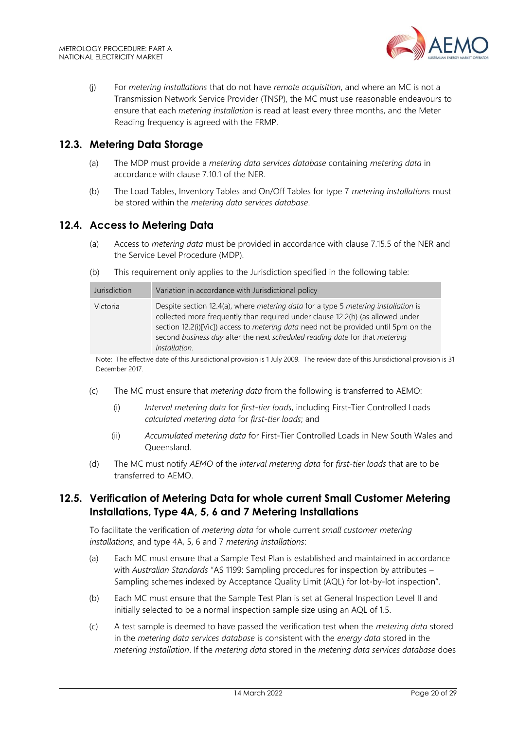(j) For *metering installations* that do not have *remote acquisition*, and where an MC is not a Transmission Network Service Provider (TNSP), the MC must use reasonable endeavours to ensure that each *metering installation* is read at least every three months, and the Meter Reading frequency is agreed with the FRMP.

## 12.3. Metering Data Storage

(a) The MDP must provide a *metering data services database* containing *metering data* in accordance with clause 7.10.1 of the NER.

(b) The Load Tables, Inventory Tables and On/Off Tables for type 7 *metering installations* must be stored within the *metering data services database*.

## 12.4. Access to Metering Data

(a) Access to *metering data* must be provided in accordance with clause 7.15.5 of the NER and the Service Level Procedure (MDP).

(b) This requirement only applies to the Jurisdiction specified in the following table:

| Jurisdiction | Variation in accordance with Jurisdictional policy |
|---|---|
| Victoria | Despite section 12.4(a), where *metering data* for a type 5 *metering installation* is collected more frequently than required under clause 12.2(h) (as allowed under section 12.2(i)[Vic]) access to *metering data* need not be provided until 5pm on the second *business day* after the next *scheduled reading date* for that *metering installation*. |

Note: The effective date of this Jurisdictional provision is 1 July 2009. The review date of this Jurisdictional provision is 31 December 2017.

(c) The MC must ensure that *metering data* from the following is transferred to AEMO:

(i) *Interval metering data* for *first-tier loads*, including First-Tier Controlled Loads *calculated metering data* for *first-tier loads*; and

(ii) *Accumulated metering data* for First-Tier Controlled Loads in New South Wales and Queensland.

(d) The MC must notify *AEMO* of the *interval metering data* for *first-tier loads* that are to be transferred to AEMO.

## 12.5. Verification of Metering Data for whole current Small Customer Metering Installations, Type 4A, 5, 6 and 7 Metering Installations

To facilitate the verification of *metering data* for whole current *small customer metering installations*, and type 4A, 5, 6 and 7 *metering installations*:

(a) Each MC must ensure that a Sample Test Plan is established and maintained in accordance with *Australian Standards* "AS 1199: Sampling procedures for inspection by attributes – Sampling schemes indexed by Acceptance Quality Limit (AQL) for lot-by-lot inspection".

(b) Each MC must ensure that the Sample Test Plan is set at General Inspection Level II and initially selected to be a normal inspection sample size using an AQL of 1.5.

(c) A test sample is deemed to have passed the verification test when the *metering data* stored in the *metering data services database* is consistent with the *energy data* stored in the *metering installation*. If the *metering data* stored in the *metering data services database* does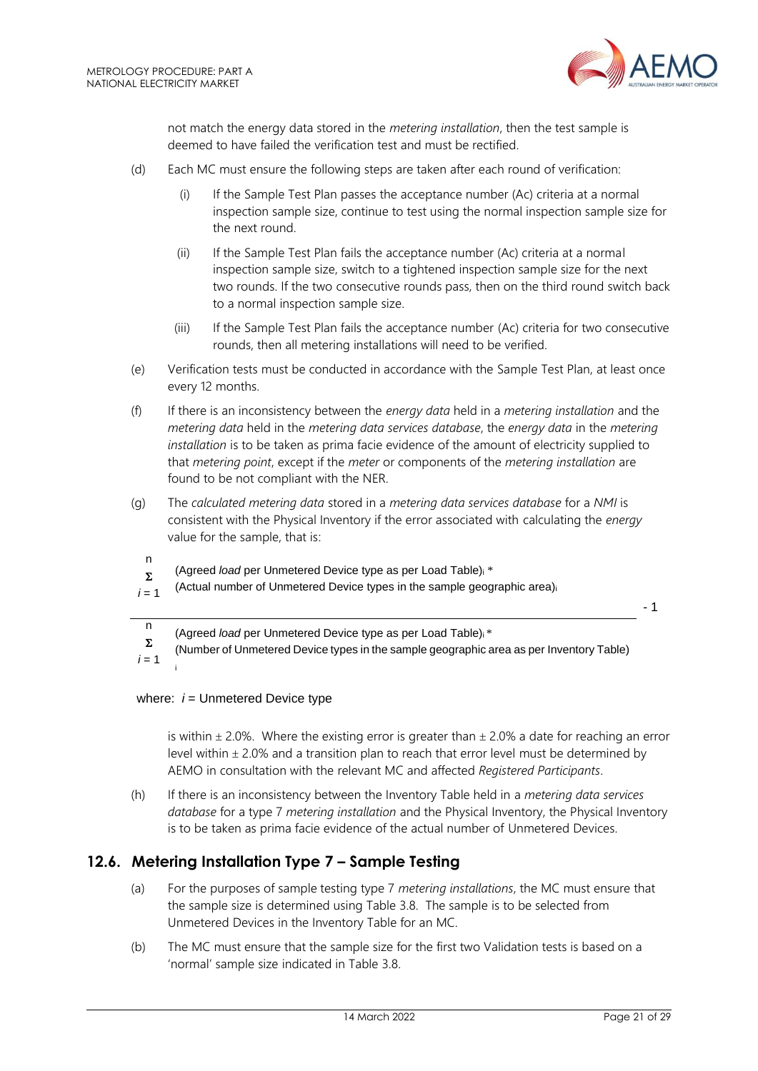not match the energy data stored in the *metering installation*, then the test sample is deemed to have failed the verification test and must be rectified.

(d) Each MC must ensure the following steps are taken after each round of verification:

(i) If the Sample Test Plan passes the acceptance number (Ac) criteria at a normal inspection sample size, continue to test using the normal inspection sample size for the next round.

(ii) If the Sample Test Plan fails the acceptance number (Ac) criteria at a normal inspection sample size, switch to a tightened inspection sample size for the next two rounds. If the two consecutive rounds pass, then on the third round switch back to a normal inspection sample size.

(iii) If the Sample Test Plan fails the acceptance number (Ac) criteria for two consecutive rounds, then all metering installations will need to be verified.

(e) Verification tests must be conducted in accordance with the Sample Test Plan, at least once every 12 months.

(f) If there is an inconsistency between the *energy data* held in a *metering installation* and the *metering data* held in the *metering data services database*, the *energy data* in the *metering installation* is to be taken as prima facie evidence of the amount of electricity supplied to that *metering point*, except if the *meter* or components of the *metering installation* are found to be not compliant with the NER.

(g) The *calculated metering data* stored in a *metering data services database* for a *NMI* is consistent with the Physical Inventory if the error associated with calculating the *energy* value for the sample, that is:

$$\frac{\displaystyle\sum_{i=1}^{n} (\text{Agreed } \textit{load} \text{ per Unmetered Device type as per Load Table})_i * (\text{Actual number of Unmetered Device types in the sample geographic area})_i}{\displaystyle\sum_{i=1}^{n} (\text{Agreed } \textit{load} \text{ per Unmetered Device type as per Load Table})_i * (\text{Number of Unmetered Device types in the sample geographic area as per Inventory Table})_i} - 1$$

where: $i$ = Unmetered Device type

is within ± 2.0%. Where the existing error is greater than ± 2.0% a date for reaching an error level within ± 2.0% and a transition plan to reach that error level must be determined by AEMO in consultation with the relevant MC and affected *Registered Participants*.

(h) If there is an inconsistency between the Inventory Table held in a *metering data services database* for a type 7 *metering installation* and the Physical Inventory, the Physical Inventory is to be taken as prima facie evidence of the actual number of Unmetered Devices.

## 12.6. Metering Installation Type 7 – Sample Testing

(a) For the purposes of sample testing type 7 *metering installations*, the MC must ensure that the sample size is determined using Table 3.8. The sample is to be selected from Unmetered Devices in the Inventory Table for an MC.

(b) The MC must ensure that the sample size for the first two Validation tests is based on a 'normal' sample size indicated in Table 3.8.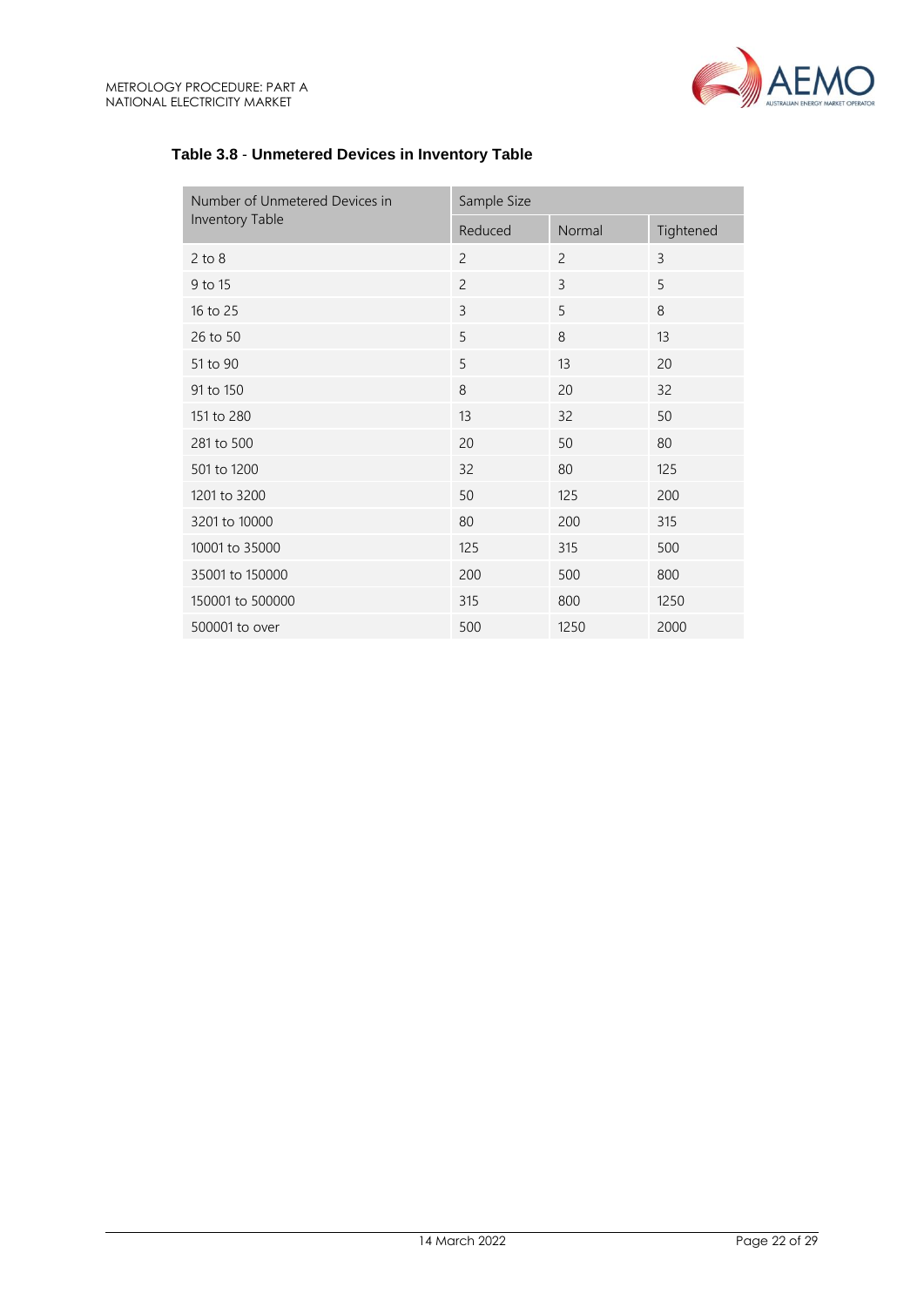**Table 3.8 - Unmetered Devices in Inventory Table**

| Number of Unmetered Devices in Inventory Table | Sample Size | | |
|---|---|---|---|
| | Reduced | Normal | Tightened |
| 2 to 8 | 2 | 2 | 3 |
| 9 to 15 | 2 | 3 | 5 |
| 16 to 25 | 3 | 5 | 8 |
| 26 to 50 | 5 | 8 | 13 |
| 51 to 90 | 5 | 13 | 20 |
| 91 to 150 | 8 | 20 | 32 |
| 151 to 280 | 13 | 32 | 50 |
| 281 to 500 | 20 | 50 | 80 |
| 501 to 1200 | 32 | 80 | 125 |
| 1201 to 3200 | 50 | 125 | 200 |
| 3201 to 10000 | 80 | 200 | 315 |
| 10001 to 35000 | 125 | 315 | 500 |
| 35001 to 150000 | 200 | 500 | 800 |
| 150001 to 500000 | 315 | 800 | 1250 |
| 500001 to over | 500 | 1250 | 2000 |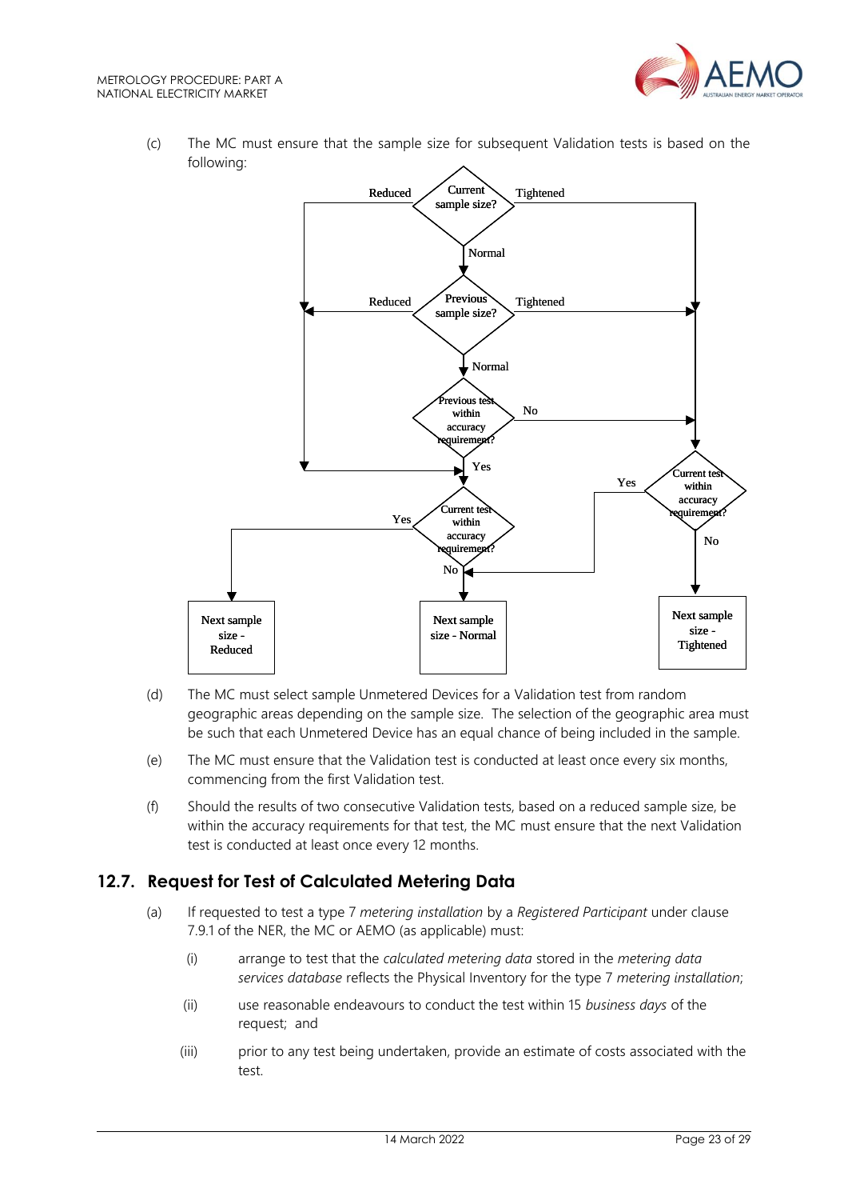(c) The MC must ensure that the sample size for subsequent Validation tests is based on the following:

(d) The MC must select sample Unmetered Devices for a Validation test from random geographic areas depending on the sample size. The selection of the geographic area must be such that each Unmetered Device has an equal chance of being included in the sample.

(e) The MC must ensure that the Validation test is conducted at least once every six months, commencing from the first Validation test.

(f) Should the results of two consecutive Validation tests, based on a reduced sample size, be within the accuracy requirements for that test, the MC must ensure that the next Validation test is conducted at least once every 12 months.

## 12.7. Request for Test of Calculated Metering Data

(a) If requested to test a type 7 *metering installation* by a *Registered Participant* under clause 7.9.1 of the NER, the MC or AEMO (as applicable) must:

(i) arrange to test that the *calculated metering data* stored in the *metering data services database* reflects the Physical Inventory for the type 7 *metering installation*;

(ii) use reasonable endeavours to conduct the test within 15 *business days* of the request; and

(iii) prior to any test being undertaken, provide an estimate of costs associated with the test.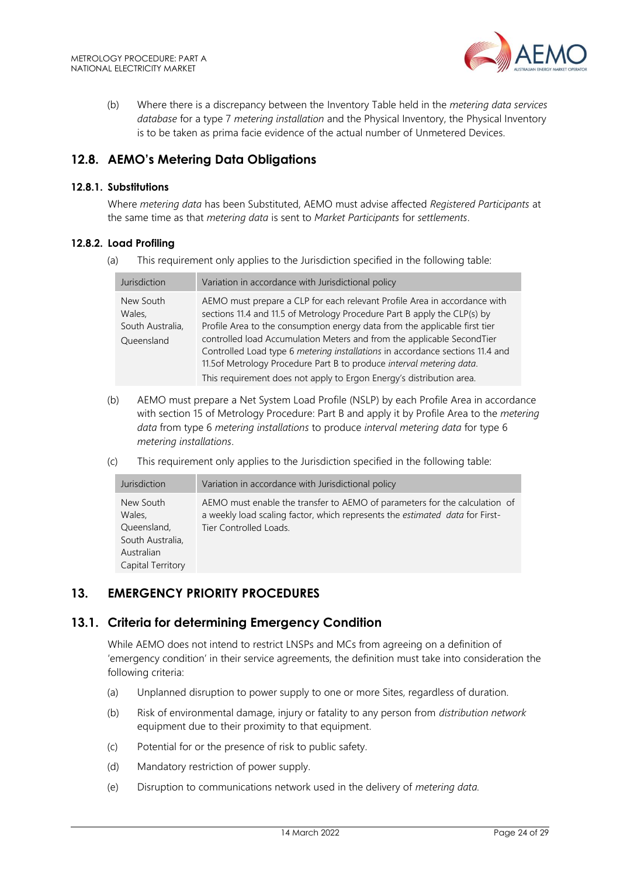(b) Where there is a discrepancy between the Inventory Table held in the *metering data services database* for a type 7 *metering installation* and the Physical Inventory, the Physical Inventory is to be taken as prima facie evidence of the actual number of Unmetered Devices.

## 12.8. AEMO's Metering Data Obligations

### 12.8.1. Substitutions

Where *metering data* has been Substituted, AEMO must advise affected *Registered Participants* at the same time as that *metering data* is sent to *Market Participants* for *settlements*.

### 12.8.2. Load Profiling

(a) This requirement only applies to the Jurisdiction specified in the following table:

| Jurisdiction | Variation in accordance with Jurisdictional policy |
|---|---|
| New South Wales, South Australia, Queensland | AEMO must prepare a CLP for each relevant Profile Area in accordance with sections 11.4 and 11.5 of Metrology Procedure Part B apply the CLP(s) by Profile Area to the consumption energy data from the applicable first tier controlled load Accumulation Meters and from the applicable SecondTier Controlled Load type 6 *metering installations* in accordance sections 11.4 and 11.5of Metrology Procedure Part B to produce *interval metering data*.<br>This requirement does not apply to Ergon Energy's distribution area. |

(b) AEMO must prepare a Net System Load Profile (NSLP) by each Profile Area in accordance with section 15 of Metrology Procedure: Part B and apply it by Profile Area to the *metering data* from type 6 *metering installations* to produce *interval metering data* for type 6 *metering installations*.

(c) This requirement only applies to the Jurisdiction specified in the following table:

| Jurisdiction | Variation in accordance with Jurisdictional policy |
|---|---|
| New South Wales, Queensland, South Australia, Australian Capital Territory | AEMO must enable the transfer to AEMO of parameters for the calculation of a weekly load scaling factor, which represents the *estimated data* for First-Tier Controlled Loads. |

## 13. EMERGENCY PRIORITY PROCEDURES

## 13.1. Criteria for determining Emergency Condition

While AEMO does not intend to restrict LNSPs and MCs from agreeing on a definition of 'emergency condition' in their service agreements, the definition must take into consideration the following criteria:

(a) Unplanned disruption to power supply to one or more Sites, regardless of duration.

(b) Risk of environmental damage, injury or fatality to any person from *distribution network* equipment due to their proximity to that equipment.

(c) Potential for or the presence of risk to public safety.

(d) Mandatory restriction of power supply.

(e) Disruption to communications network used in the delivery of *metering data*.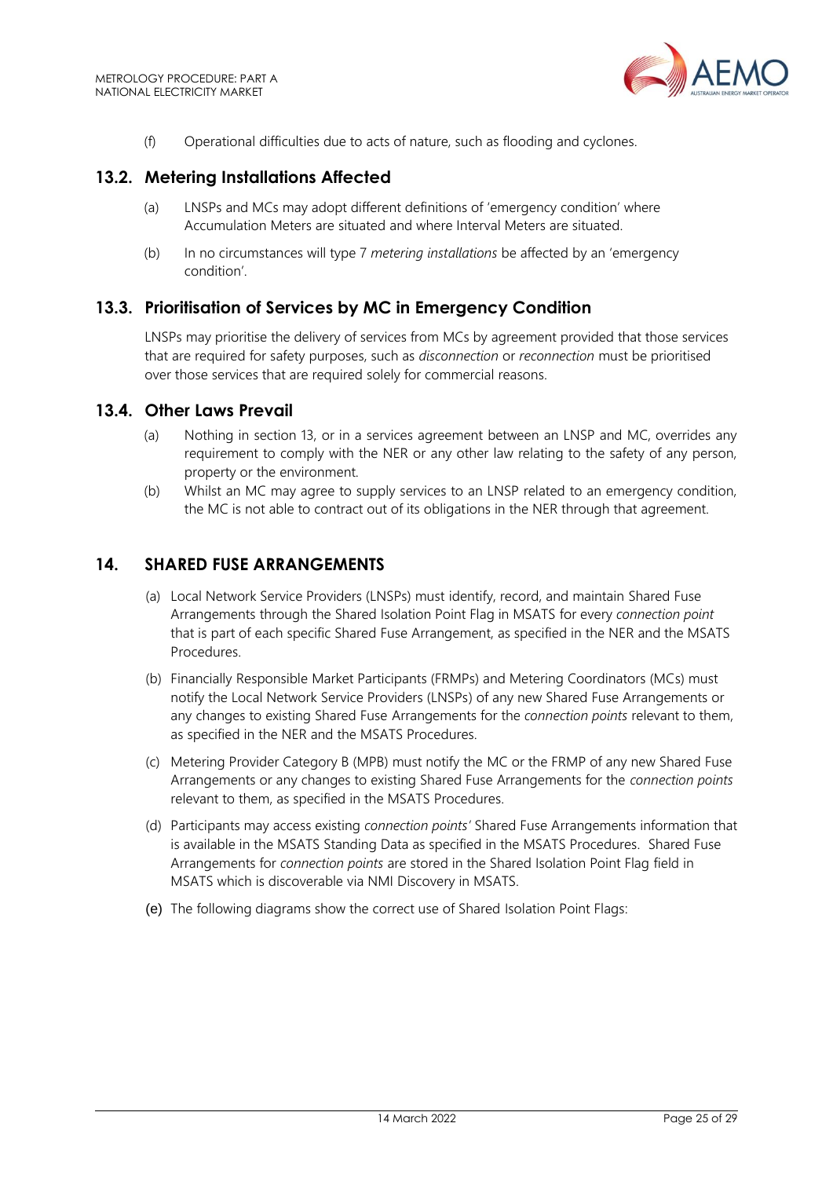(f) Operational difficulties due to acts of nature, such as flooding and cyclones.

## 13.2. Metering Installations Affected

(a) LNSPs and MCs may adopt different definitions of 'emergency condition' where Accumulation Meters are situated and where Interval Meters are situated.

(b) In no circumstances will type 7 *metering installations* be affected by an 'emergency condition'.

## 13.3. Prioritisation of Services by MC in Emergency Condition

LNSPs may prioritise the delivery of services from MCs by agreement provided that those services that are required for safety purposes, such as *disconnection* or *reconnection* must be prioritised over those services that are required solely for commercial reasons.

## 13.4. Other Laws Prevail

(a) Nothing in section 13, or in a services agreement between an LNSP and MC, overrides any requirement to comply with the NER or any other law relating to the safety of any person, property or the environment.

(b) Whilst an MC may agree to supply services to an LNSP related to an emergency condition, the MC is not able to contract out of its obligations in the NER through that agreement.

# 14. SHARED FUSE ARRANGEMENTS

(a) Local Network Service Providers (LNSPs) must identify, record, and maintain Shared Fuse Arrangements through the Shared Isolation Point Flag in MSATS for every *connection point* that is part of each specific Shared Fuse Arrangement, as specified in the NER and the MSATS Procedures.

(b) Financially Responsible Market Participants (FRMPs) and Metering Coordinators (MCs) must notify the Local Network Service Providers (LNSPs) of any new Shared Fuse Arrangements or any changes to existing Shared Fuse Arrangements for the *connection points* relevant to them, as specified in the NER and the MSATS Procedures.

(c) Metering Provider Category B (MPB) must notify the MC or the FRMP of any new Shared Fuse Arrangements or any changes to existing Shared Fuse Arrangements for the *connection points* relevant to them, as specified in the MSATS Procedures.

(d) Participants may access existing *connection points'* Shared Fuse Arrangements information that is available in the MSATS Standing Data as specified in the MSATS Procedures. Shared Fuse Arrangements for *connection points* are stored in the Shared Isolation Point Flag field in MSATS which is discoverable via NMI Discovery in MSATS.

(e) The following diagrams show the correct use of Shared Isolation Point Flags: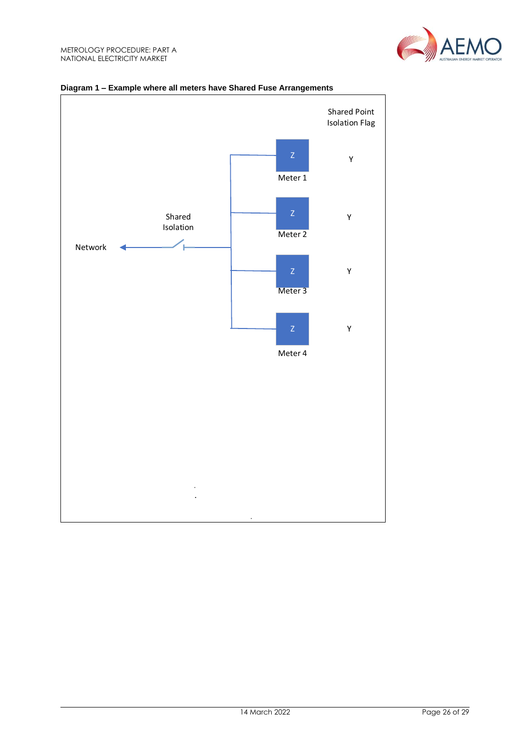**Diagram 1 – Example where all meters have Shared Fuse Arrangements**

| | Shared Point Isolation Flag |
|---|---|
| Meter 1 | Y |
| Meter 2 | Y |
| Meter 3 | Y |
| Meter 4 | Y |

Network — Shared Isolation — Meter 1, Meter 2, Meter 3, Meter 4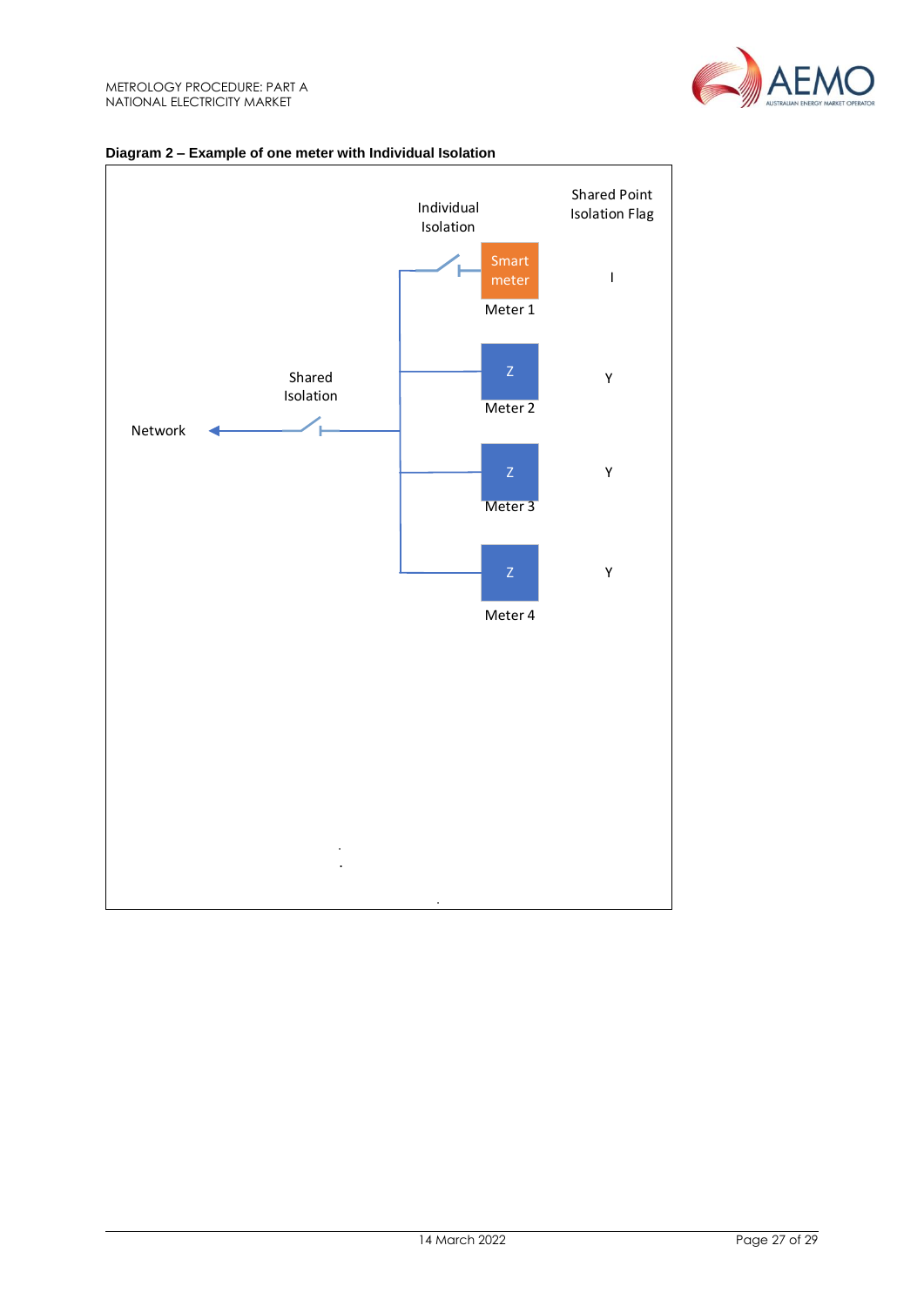**Diagram 2 – Example of one meter with Individual Isolation**

Individual Isolation

Shared Point Isolation Flag

Smart meter

I

Meter 1

Z

Y

Meter 2

Shared Isolation

Network

Z

Y

Meter 3

Z

Y

Meter 4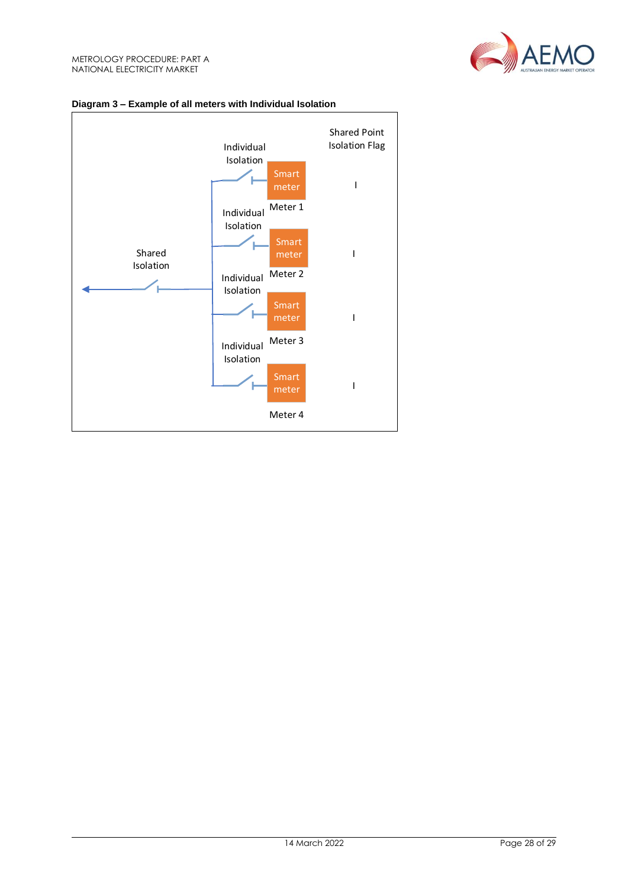**Diagram 3 – Example of all meters with Individual Isolation**

Shared Isolation

| Individual Isolation | Meter | Shared Point Isolation Flag |
| --- | --- | --- |
| Individual Isolation | Smart meter – Meter 1 | I |
| Individual Isolation | Smart meter – Meter 2 | I |
| Individual Isolation | Smart meter – Meter 3 | I |
| Individual Isolation | Smart meter – Meter 4 | I |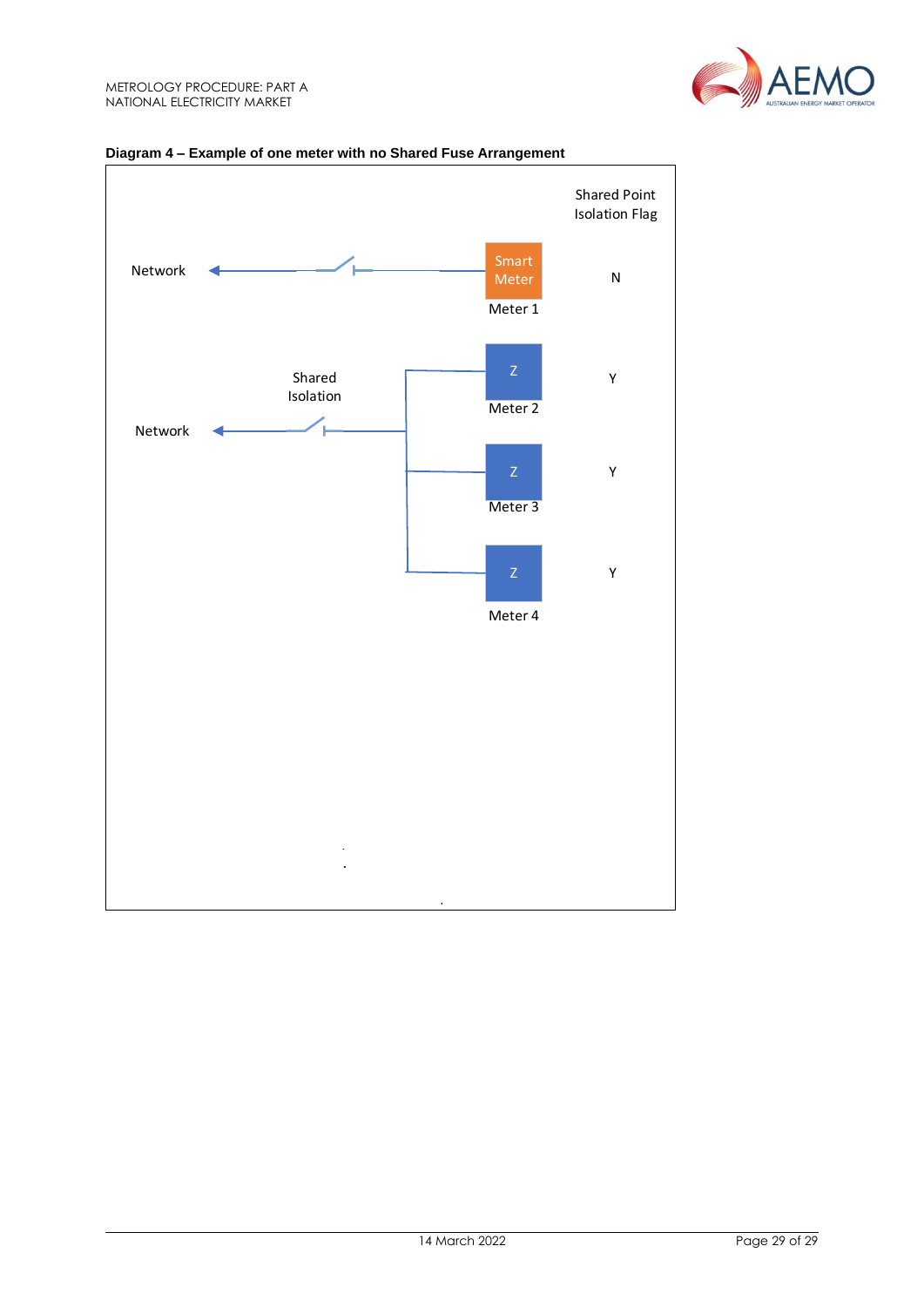**Diagram 4 – Example of one meter with no Shared Fuse Arrangement**

Shared Point Isolation Flag

Network

Smart Meter

Meter 1

N

Shared Isolation

Network

Z

Meter 2

Y

Z

Meter 3

Y

Z

Meter 4

Y